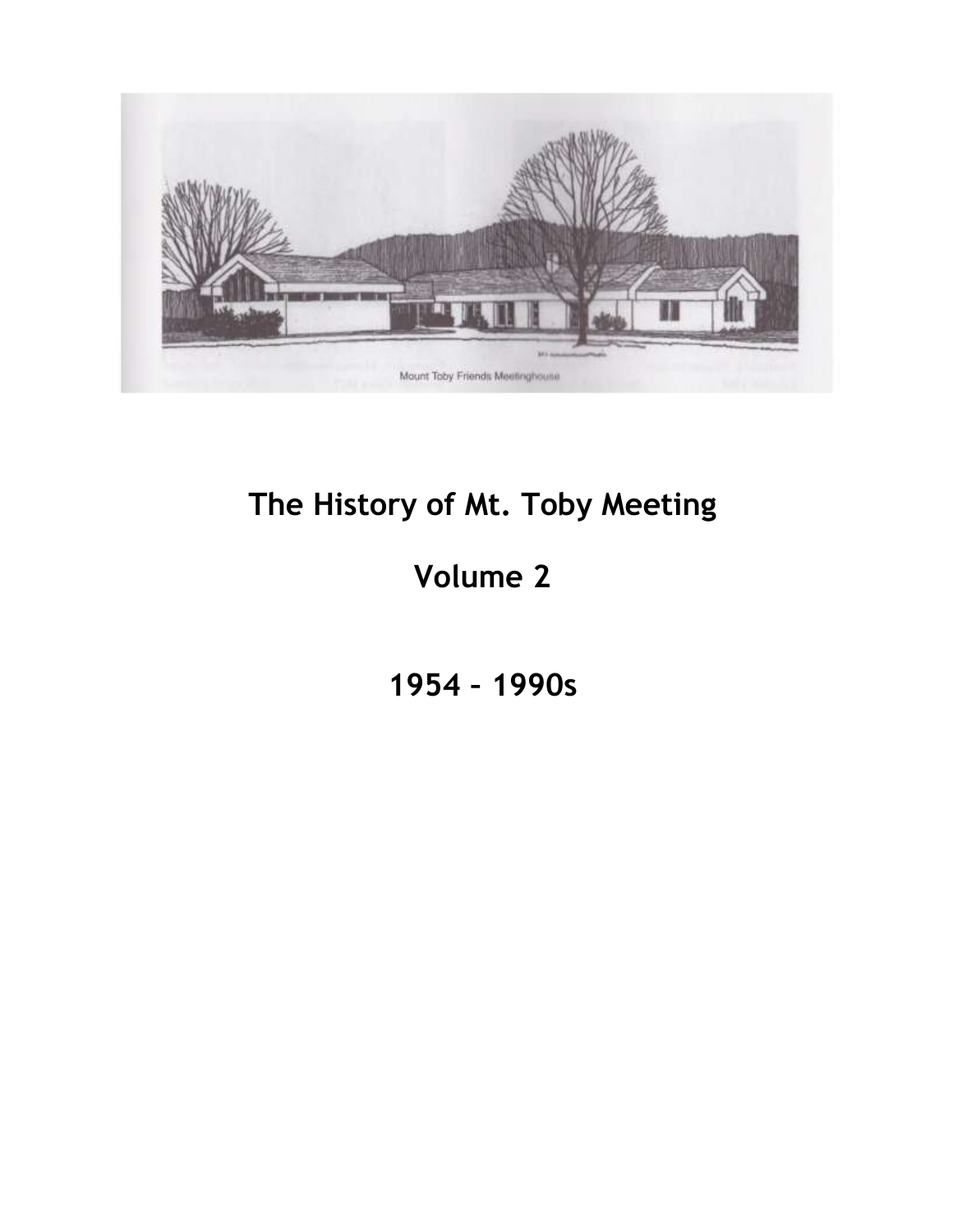Mount Toby Friends Meetinghouse

# The History of Mt. Toby Meeting

# Volume 2

# 1954 – 1990s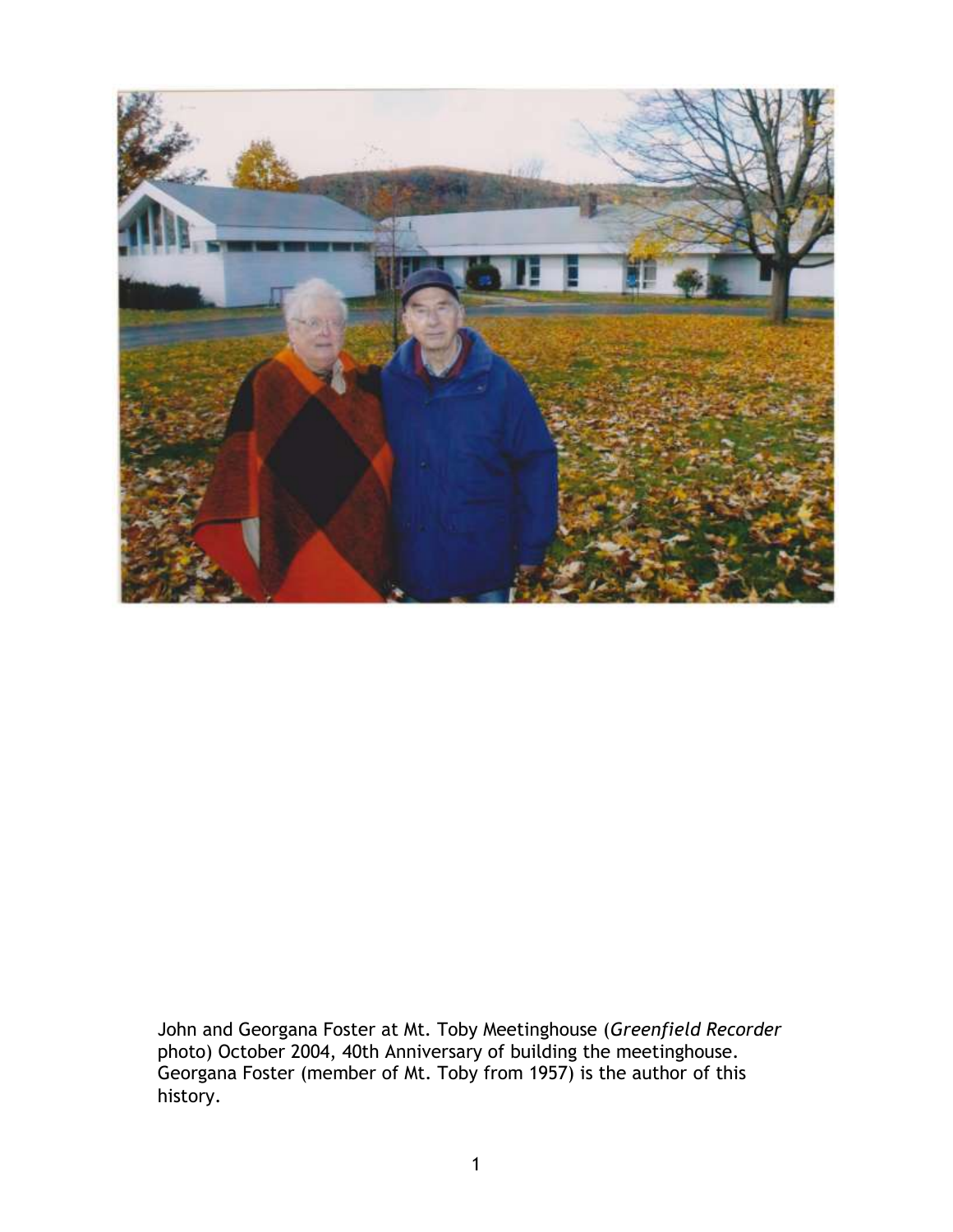John and Georgana Foster at Mt. Toby Meetinghouse (*Greenfield Recorder* photo) October 2004, 40th Anniversary of building the meetinghouse. Georgana Foster (member of Mt. Toby from 1957) is the author of this history.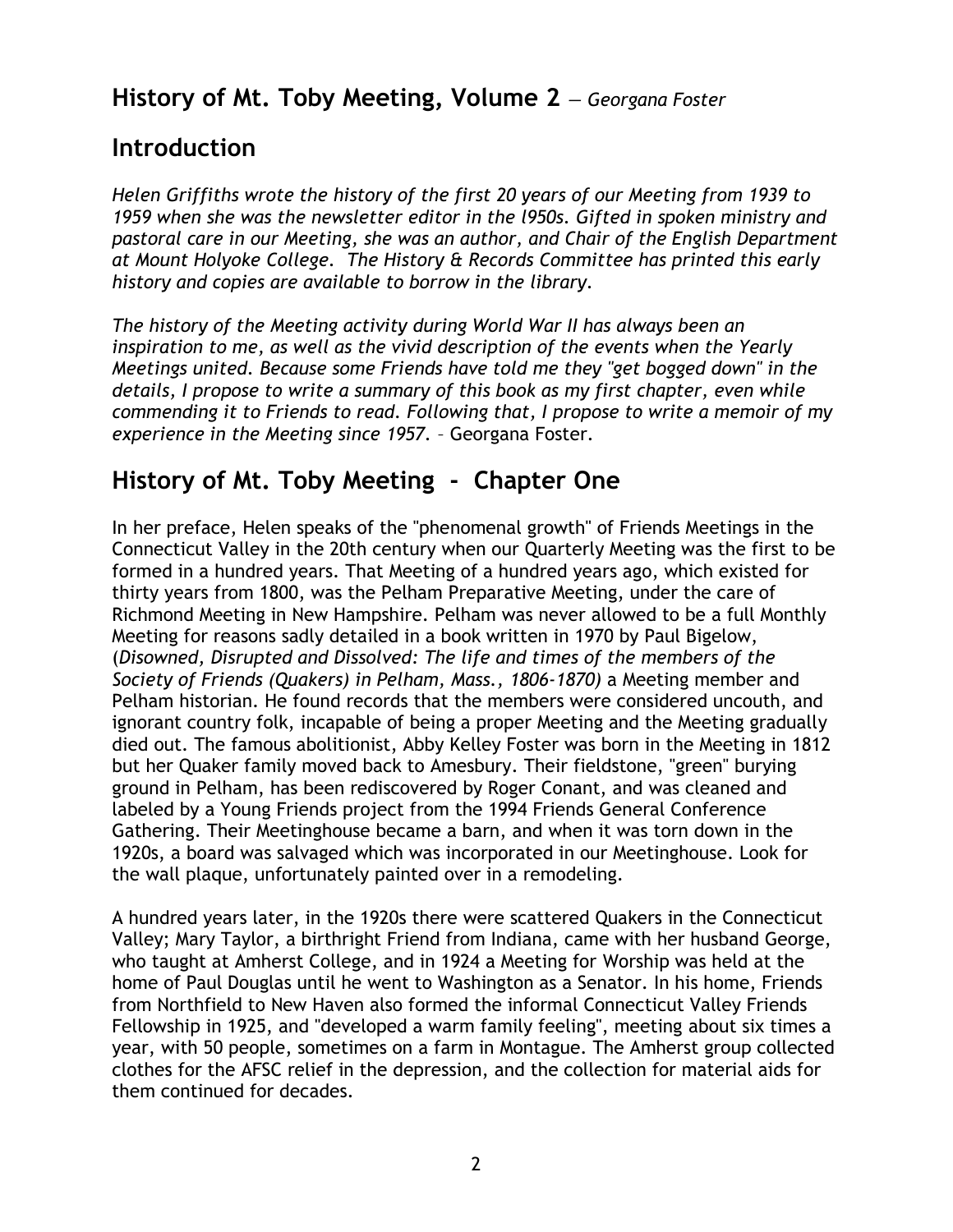## History of Mt. Toby Meeting, Volume 2 — *Georgana Foster*

## Introduction

*Helen Griffiths wrote the history of the first 20 years of our Meeting from 1939 to 1959 when she was the newsletter editor in the l950s. Gifted in spoken ministry and pastoral care in our Meeting, she was an author, and Chair of the English Department at Mount Holyoke College. The History & Records Committee has printed this early history and copies are available to borrow in the library.*

*The history of the Meeting activity during World War II has always been an inspiration to me, as well as the vivid description of the events when the Yearly Meetings united. Because some Friends have told me they "get bogged down" in the details, I propose to write a summary of this book as my first chapter, even while commending it to Friends to read. Following that, I propose to write a memoir of my experience in the Meeting since 1957.* – Georgana Foster.

## History of Mt. Toby Meeting - Chapter One

In her preface, Helen speaks of the "phenomenal growth" of Friends Meetings in the Connecticut Valley in the 20th century when our Quarterly Meeting was the first to be formed in a hundred years. That Meeting of a hundred years ago, which existed for thirty years from 1800, was the Pelham Preparative Meeting, under the care of Richmond Meeting in New Hampshire. Pelham was never allowed to be a full Monthly Meeting for reasons sadly detailed in a book written in 1970 by Paul Bigelow, (*Disowned, Disrupted and Dissolved: The life and times of the members of the Society of Friends (Quakers) in Pelham, Mass., 1806-1870)* a Meeting member and Pelham historian. He found records that the members were considered uncouth, and ignorant country folk, incapable of being a proper Meeting and the Meeting gradually died out. The famous abolitionist, Abby Kelley Foster was born in the Meeting in 1812 but her Quaker family moved back to Amesbury. Their fieldstone, "green" burying ground in Pelham, has been rediscovered by Roger Conant, and was cleaned and labeled by a Young Friends project from the 1994 Friends General Conference Gathering. Their Meetinghouse became a barn, and when it was torn down in the 1920s, a board was salvaged which was incorporated in our Meetinghouse. Look for the wall plaque, unfortunately painted over in a remodeling.

A hundred years later, in the 1920s there were scattered Quakers in the Connecticut Valley; Mary Taylor, a birthright Friend from Indiana, came with her husband George, who taught at Amherst College, and in 1924 a Meeting for Worship was held at the home of Paul Douglas until he went to Washington as a Senator. In his home, Friends from Northfield to New Haven also formed the informal Connecticut Valley Friends Fellowship in 1925, and "developed a warm family feeling", meeting about six times a year, with 50 people, sometimes on a farm in Montague. The Amherst group collected clothes for the AFSC relief in the depression, and the collection for material aids for them continued for decades.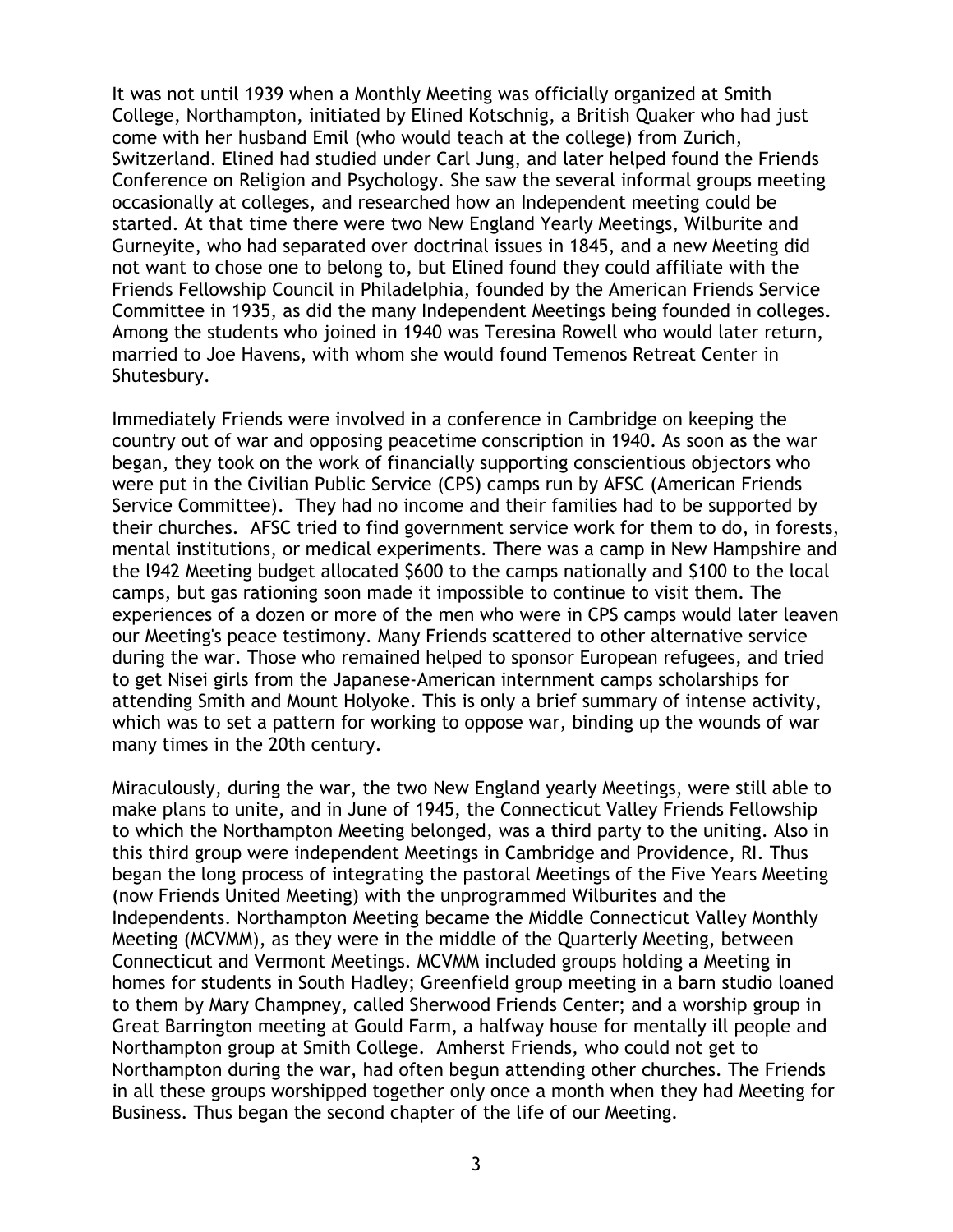It was not until 1939 when a Monthly Meeting was officially organized at Smith College, Northampton, initiated by Elined Kotschnig, a British Quaker who had just come with her husband Emil (who would teach at the college) from Zurich, Switzerland. Elined had studied under Carl Jung, and later helped found the Friends Conference on Religion and Psychology. She saw the several informal groups meeting occasionally at colleges, and researched how an Independent meeting could be started. At that time there were two New England Yearly Meetings, Wilburite and Gurneyite, who had separated over doctrinal issues in 1845, and a new Meeting did not want to chose one to belong to, but Elined found they could affiliate with the Friends Fellowship Council in Philadelphia, founded by the American Friends Service Committee in 1935, as did the many Independent Meetings being founded in colleges. Among the students who joined in 1940 was Teresina Rowell who would later return, married to Joe Havens, with whom she would found Temenos Retreat Center in Shutesbury.

Immediately Friends were involved in a conference in Cambridge on keeping the country out of war and opposing peacetime conscription in 1940. As soon as the war began, they took on the work of financially supporting conscientious objectors who were put in the Civilian Public Service (CPS) camps run by AFSC (American Friends Service Committee). They had no income and their families had to be supported by their churches. AFSC tried to find government service work for them to do, in forests, mental institutions, or medical experiments. There was a camp in New Hampshire and the l942 Meeting budget allocated $600 to the camps nationally and $100 to the local camps, but gas rationing soon made it impossible to continue to visit them. The experiences of a dozen or more of the men who were in CPS camps would later leaven our Meeting's peace testimony. Many Friends scattered to other alternative service during the war. Those who remained helped to sponsor European refugees, and tried to get Nisei girls from the Japanese-American internment camps scholarships for attending Smith and Mount Holyoke. This is only a brief summary of intense activity, which was to set a pattern for working to oppose war, binding up the wounds of war many times in the 20th century.

Miraculously, during the war, the two New England yearly Meetings, were still able to make plans to unite, and in June of 1945, the Connecticut Valley Friends Fellowship to which the Northampton Meeting belonged, was a third party to the uniting. Also in this third group were independent Meetings in Cambridge and Providence, RI. Thus began the long process of integrating the pastoral Meetings of the Five Years Meeting (now Friends United Meeting) with the unprogrammed Wilburites and the Independents. Northampton Meeting became the Middle Connecticut Valley Monthly Meeting (MCVMM), as they were in the middle of the Quarterly Meeting, between Connecticut and Vermont Meetings. MCVMM included groups holding a Meeting in homes for students in South Hadley; Greenfield group meeting in a barn studio loaned to them by Mary Champney, called Sherwood Friends Center; and a worship group in Great Barrington meeting at Gould Farm, a halfway house for mentally ill people and Northampton group at Smith College. Amherst Friends, who could not get to Northampton during the war, had often begun attending other churches. The Friends in all these groups worshipped together only once a month when they had Meeting for Business. Thus began the second chapter of the life of our Meeting.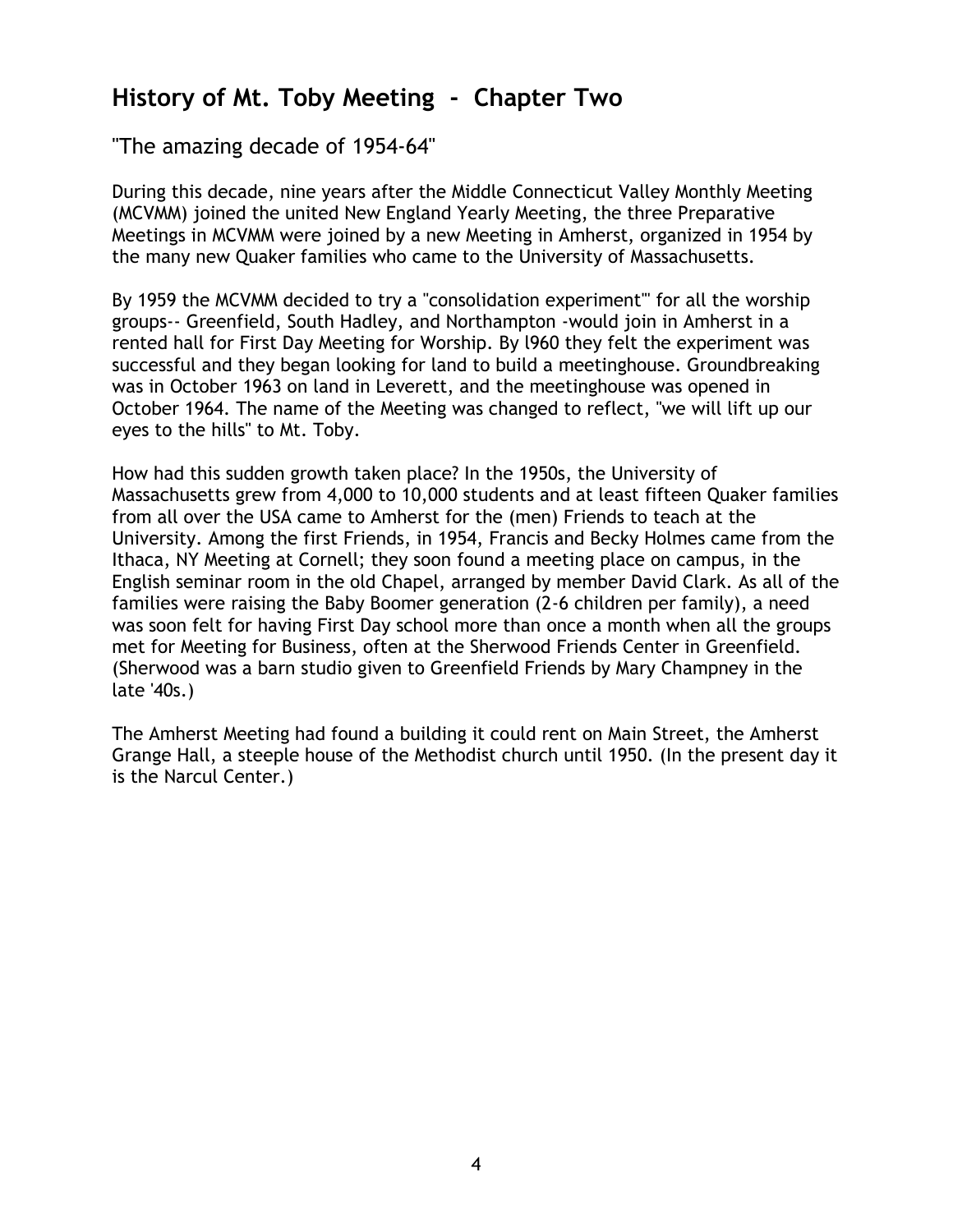## History of Mt. Toby Meeting - Chapter Two

"The amazing decade of 1954-64"

During this decade, nine years after the Middle Connecticut Valley Monthly Meeting (MCVMM) joined the united New England Yearly Meeting, the three Preparative Meetings in MCVMM were joined by a new Meeting in Amherst, organized in 1954 by the many new Quaker families who came to the University of Massachusetts.

By 1959 the MCVMM decided to try a "consolidation experiment"' for all the worship groups-- Greenfield, South Hadley, and Northampton -would join in Amherst in a rented hall for First Day Meeting for Worship. By l960 they felt the experiment was successful and they began looking for land to build a meetinghouse. Groundbreaking was in October 1963 on land in Leverett, and the meetinghouse was opened in October 1964. The name of the Meeting was changed to reflect, "we will lift up our eyes to the hills" to Mt. Toby.

How had this sudden growth taken place? In the 1950s, the University of Massachusetts grew from 4,000 to 10,000 students and at least fifteen Quaker families from all over the USA came to Amherst for the (men) Friends to teach at the University. Among the first Friends, in 1954, Francis and Becky Holmes came from the Ithaca, NY Meeting at Cornell; they soon found a meeting place on campus, in the English seminar room in the old Chapel, arranged by member David Clark. As all of the families were raising the Baby Boomer generation (2-6 children per family), a need was soon felt for having First Day school more than once a month when all the groups met for Meeting for Business, often at the Sherwood Friends Center in Greenfield. (Sherwood was a barn studio given to Greenfield Friends by Mary Champney in the late '40s.)

The Amherst Meeting had found a building it could rent on Main Street, the Amherst Grange Hall, a steeple house of the Methodist church until 1950. (In the present day it is the Narcul Center.)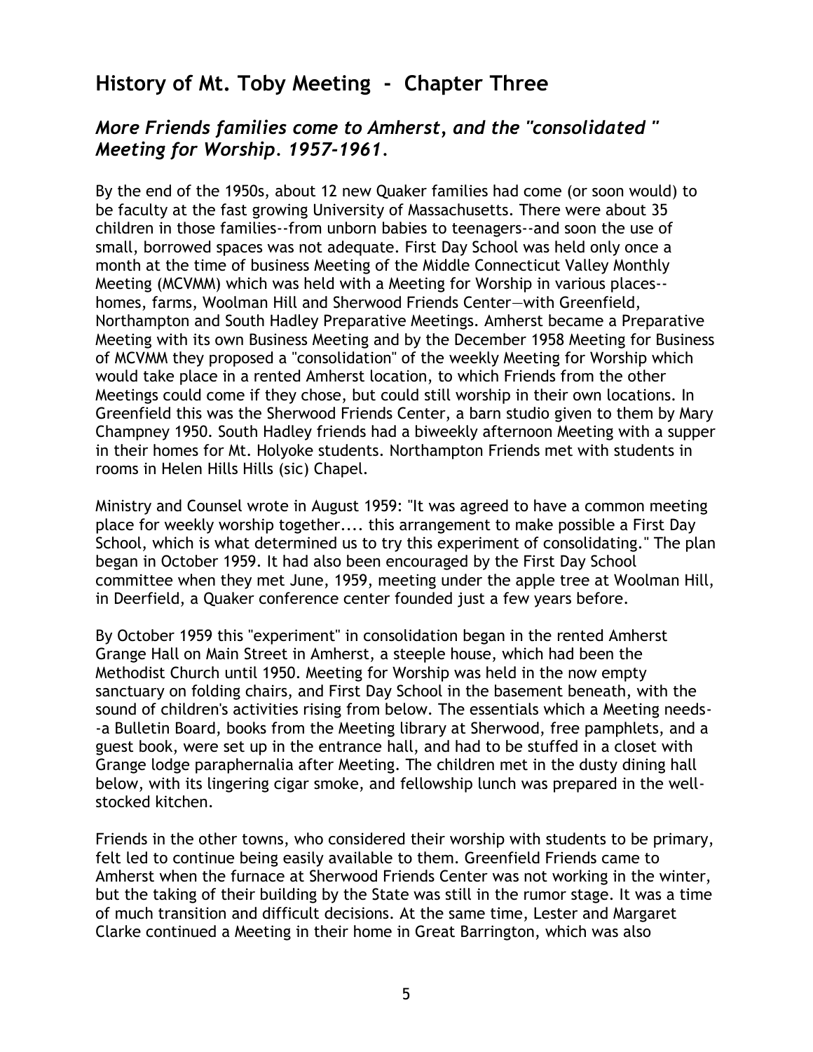## History of Mt. Toby Meeting - Chapter Three

### *More Friends families come to Amherst, and the "consolidated " Meeting for Worship. 1957-1961.*

By the end of the 1950s, about 12 new Quaker families had come (or soon would) to be faculty at the fast growing University of Massachusetts. There were about 35 children in those families--from unborn babies to teenagers--and soon the use of small, borrowed spaces was not adequate. First Day School was held only once a month at the time of business Meeting of the Middle Connecticut Valley Monthly Meeting (MCVMM) which was held with a Meeting for Worship in various places--homes, farms, Woolman Hill and Sherwood Friends Center—with Greenfield, Northampton and South Hadley Preparative Meetings. Amherst became a Preparative Meeting with its own Business Meeting and by the December 1958 Meeting for Business of MCVMM they proposed a "consolidation" of the weekly Meeting for Worship which would take place in a rented Amherst location, to which Friends from the other Meetings could come if they chose, but could still worship in their own locations. In Greenfield this was the Sherwood Friends Center, a barn studio given to them by Mary Champney 1950. South Hadley friends had a biweekly afternoon Meeting with a supper in their homes for Mt. Holyoke students. Northampton Friends met with students in rooms in Helen Hills Hills (sic) Chapel.

Ministry and Counsel wrote in August 1959: "It was agreed to have a common meeting place for weekly worship together.... this arrangement to make possible a First Day School, which is what determined us to try this experiment of consolidating." The plan began in October 1959. It had also been encouraged by the First Day School committee when they met June, 1959, meeting under the apple tree at Woolman Hill, in Deerfield, a Quaker conference center founded just a few years before.

By October 1959 this "experiment" in consolidation began in the rented Amherst Grange Hall on Main Street in Amherst, a steeple house, which had been the Methodist Church until 1950. Meeting for Worship was held in the now empty sanctuary on folding chairs, and First Day School in the basement beneath, with the sound of children's activities rising from below. The essentials which a Meeting needs--a Bulletin Board, books from the Meeting library at Sherwood, free pamphlets, and a guest book, were set up in the entrance hall, and had to be stuffed in a closet with Grange lodge paraphernalia after Meeting. The children met in the dusty dining hall below, with its lingering cigar smoke, and fellowship lunch was prepared in the well-stocked kitchen.

Friends in the other towns, who considered their worship with students to be primary, felt led to continue being easily available to them. Greenfield Friends came to Amherst when the furnace at Sherwood Friends Center was not working in the winter, but the taking of their building by the State was still in the rumor stage. It was a time of much transition and difficult decisions. At the same time, Lester and Margaret Clarke continued a Meeting in their home in Great Barrington, which was also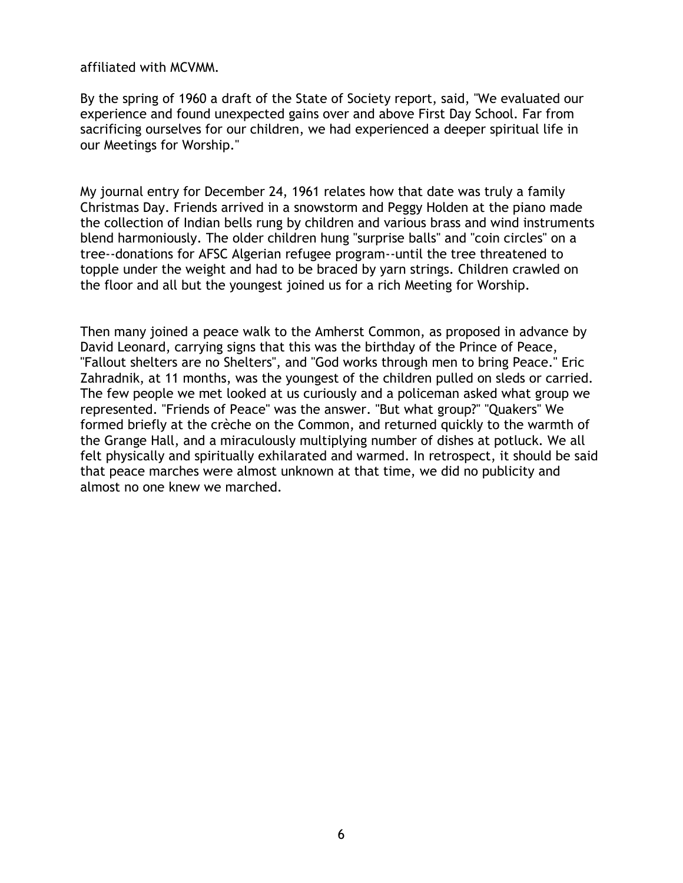affiliated with MCVMM.

By the spring of 1960 a draft of the State of Society report, said, "We evaluated our experience and found unexpected gains over and above First Day School. Far from sacrificing ourselves for our children, we had experienced a deeper spiritual life in our Meetings for Worship."

My journal entry for December 24, 1961 relates how that date was truly a family Christmas Day. Friends arrived in a snowstorm and Peggy Holden at the piano made the collection of Indian bells rung by children and various brass and wind instruments blend harmoniously. The older children hung "surprise balls" and "coin circles" on a tree--donations for AFSC Algerian refugee program--until the tree threatened to topple under the weight and had to be braced by yarn strings. Children crawled on the floor and all but the youngest joined us for a rich Meeting for Worship.

Then many joined a peace walk to the Amherst Common, as proposed in advance by David Leonard, carrying signs that this was the birthday of the Prince of Peace, "Fallout shelters are no Shelters", and "God works through men to bring Peace." Eric Zahradnik, at 11 months, was the youngest of the children pulled on sleds or carried. The few people we met looked at us curiously and a policeman asked what group we represented. "Friends of Peace" was the answer. "But what group?" "Quakers" We formed briefly at the crèche on the Common, and returned quickly to the warmth of the Grange Hall, and a miraculously multiplying number of dishes at potluck. We all felt physically and spiritually exhilarated and warmed. In retrospect, it should be said that peace marches were almost unknown at that time, we did no publicity and almost no one knew we marched.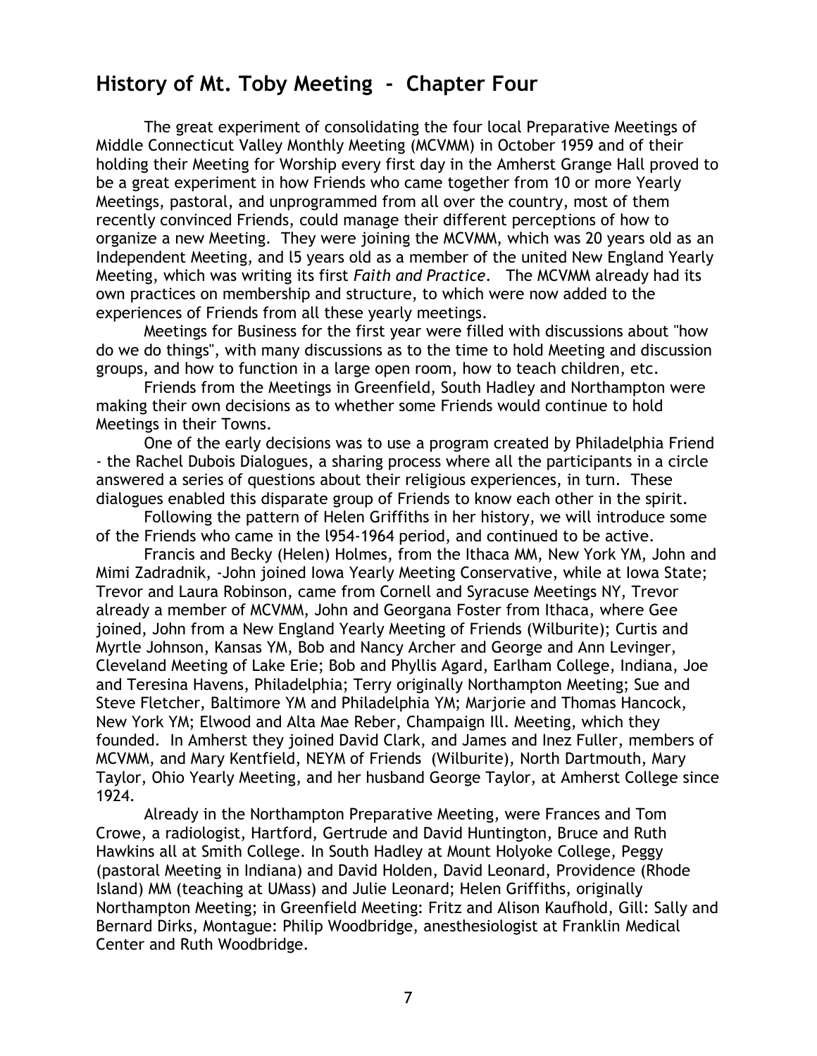## History of Mt. Toby Meeting - Chapter Four

The great experiment of consolidating the four local Preparative Meetings of Middle Connecticut Valley Monthly Meeting (MCVMM) in October 1959 and of their holding their Meeting for Worship every first day in the Amherst Grange Hall proved to be a great experiment in how Friends who came together from 10 or more Yearly Meetings, pastoral, and unprogrammed from all over the country, most of them recently convinced Friends, could manage their different perceptions of how to organize a new Meeting. They were joining the MCVMM, which was 20 years old as an Independent Meeting, and l5 years old as a member of the united New England Yearly Meeting, which was writing its first *Faith and Practice*. The MCVMM already had its own practices on membership and structure, to which were now added to the experiences of Friends from all these yearly meetings.

Meetings for Business for the first year were filled with discussions about "how do we do things", with many discussions as to the time to hold Meeting and discussion groups, and how to function in a large open room, how to teach children, etc.

Friends from the Meetings in Greenfield, South Hadley and Northampton were making their own decisions as to whether some Friends would continue to hold Meetings in their Towns.

One of the early decisions was to use a program created by Philadelphia Friend - the Rachel Dubois Dialogues, a sharing process where all the participants in a circle answered a series of questions about their religious experiences, in turn. These dialogues enabled this disparate group of Friends to know each other in the spirit.

Following the pattern of Helen Griffiths in her history, we will introduce some of the Friends who came in the l954-1964 period, and continued to be active.

Francis and Becky (Helen) Holmes, from the Ithaca MM, New York YM, John and Mimi Zadradnik, -John joined Iowa Yearly Meeting Conservative, while at Iowa State; Trevor and Laura Robinson, came from Cornell and Syracuse Meetings NY, Trevor already a member of MCVMM, John and Georgana Foster from Ithaca, where Gee joined, John from a New England Yearly Meeting of Friends (Wilburite); Curtis and Myrtle Johnson, Kansas YM, Bob and Nancy Archer and George and Ann Levinger, Cleveland Meeting of Lake Erie; Bob and Phyllis Agard, Earlham College, Indiana, Joe and Teresina Havens, Philadelphia; Terry originally Northampton Meeting; Sue and Steve Fletcher, Baltimore YM and Philadelphia YM; Marjorie and Thomas Hancock, New York YM; Elwood and Alta Mae Reber, Champaign Ill. Meeting, which they founded. In Amherst they joined David Clark, and James and Inez Fuller, members of MCVMM, and Mary Kentfield, NEYM of Friends (Wilburite), North Dartmouth, Mary Taylor, Ohio Yearly Meeting, and her husband George Taylor, at Amherst College since 1924.

Already in the Northampton Preparative Meeting, were Frances and Tom Crowe, a radiologist, Hartford, Gertrude and David Huntington, Bruce and Ruth Hawkins all at Smith College. In South Hadley at Mount Holyoke College, Peggy (pastoral Meeting in Indiana) and David Holden, David Leonard, Providence (Rhode Island) MM (teaching at UMass) and Julie Leonard; Helen Griffiths, originally Northampton Meeting; in Greenfield Meeting: Fritz and Alison Kaufhold, Gill: Sally and Bernard Dirks, Montague: Philip Woodbridge, anesthesiologist at Franklin Medical Center and Ruth Woodbridge.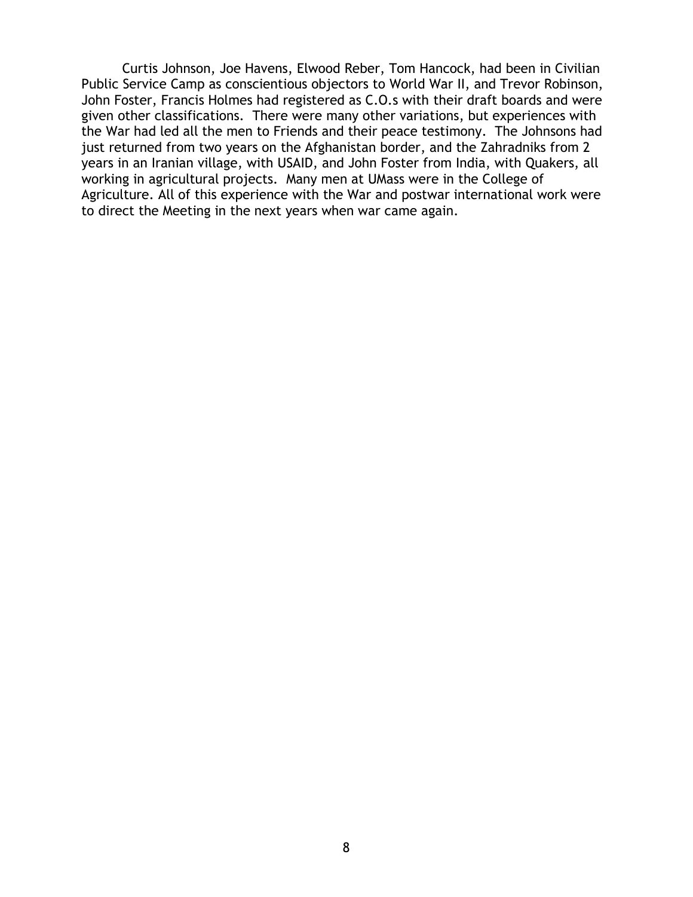Curtis Johnson, Joe Havens, Elwood Reber, Tom Hancock, had been in Civilian Public Service Camp as conscientious objectors to World War II, and Trevor Robinson, John Foster, Francis Holmes had registered as C.O.s with their draft boards and were given other classifications. There were many other variations, but experiences with the War had led all the men to Friends and their peace testimony. The Johnsons had just returned from two years on the Afghanistan border, and the Zahradniks from 2 years in an Iranian village, with USAID, and John Foster from India, with Quakers, all working in agricultural projects. Many men at UMass were in the College of Agriculture. All of this experience with the War and postwar international work were to direct the Meeting in the next years when war came again.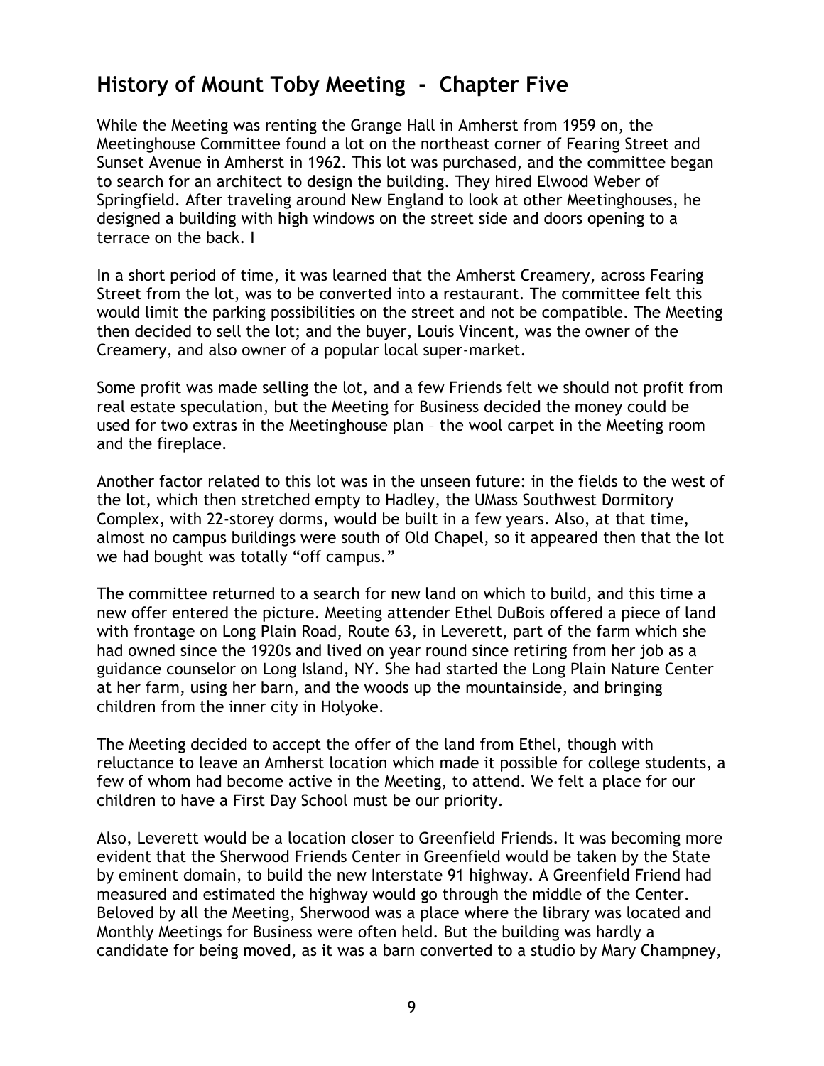## History of Mount Toby Meeting - Chapter Five

While the Meeting was renting the Grange Hall in Amherst from 1959 on, the Meetinghouse Committee found a lot on the northeast corner of Fearing Street and Sunset Avenue in Amherst in 1962. This lot was purchased, and the committee began to search for an architect to design the building. They hired Elwood Weber of Springfield. After traveling around New England to look at other Meetinghouses, he designed a building with high windows on the street side and doors opening to a terrace on the back. I

In a short period of time, it was learned that the Amherst Creamery, across Fearing Street from the lot, was to be converted into a restaurant. The committee felt this would limit the parking possibilities on the street and not be compatible. The Meeting then decided to sell the lot; and the buyer, Louis Vincent, was the owner of the Creamery, and also owner of a popular local super-market.

Some profit was made selling the lot, and a few Friends felt we should not profit from real estate speculation, but the Meeting for Business decided the money could be used for two extras in the Meetinghouse plan – the wool carpet in the Meeting room and the fireplace.

Another factor related to this lot was in the unseen future: in the fields to the west of the lot, which then stretched empty to Hadley, the UMass Southwest Dormitory Complex, with 22-storey dorms, would be built in a few years. Also, at that time, almost no campus buildings were south of Old Chapel, so it appeared then that the lot we had bought was totally "off campus."

The committee returned to a search for new land on which to build, and this time a new offer entered the picture. Meeting attender Ethel DuBois offered a piece of land with frontage on Long Plain Road, Route 63, in Leverett, part of the farm which she had owned since the 1920s and lived on year round since retiring from her job as a guidance counselor on Long Island, NY. She had started the Long Plain Nature Center at her farm, using her barn, and the woods up the mountainside, and bringing children from the inner city in Holyoke.

The Meeting decided to accept the offer of the land from Ethel, though with reluctance to leave an Amherst location which made it possible for college students, a few of whom had become active in the Meeting, to attend. We felt a place for our children to have a First Day School must be our priority.

Also, Leverett would be a location closer to Greenfield Friends. It was becoming more evident that the Sherwood Friends Center in Greenfield would be taken by the State by eminent domain, to build the new Interstate 91 highway. A Greenfield Friend had measured and estimated the highway would go through the middle of the Center. Beloved by all the Meeting, Sherwood was a place where the library was located and Monthly Meetings for Business were often held. But the building was hardly a candidate for being moved, as it was a barn converted to a studio by Mary Champney,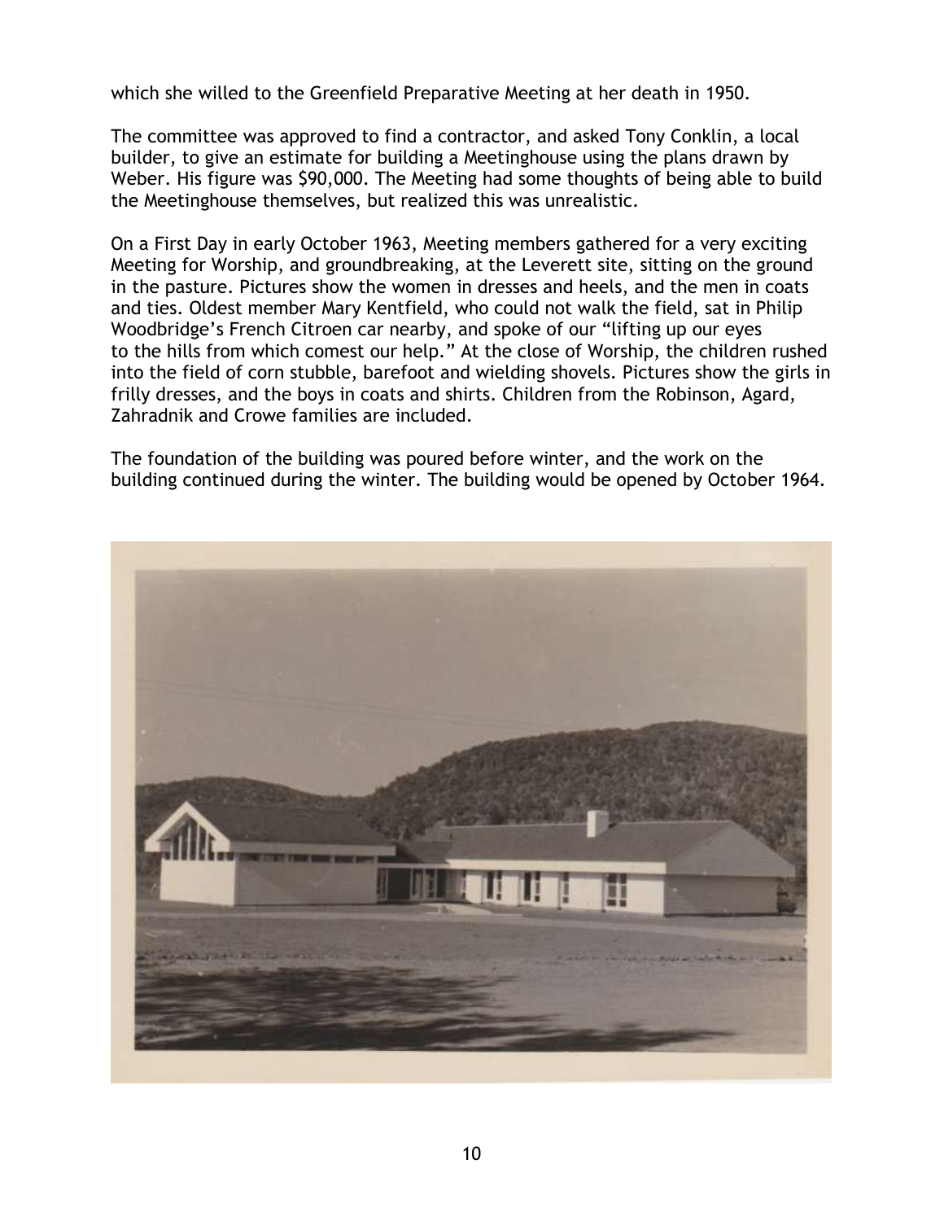which she willed to the Greenfield Preparative Meeting at her death in 1950.

The committee was approved to find a contractor, and asked Tony Conklin, a local builder, to give an estimate for building a Meetinghouse using the plans drawn by Weber. His figure was $90,000. The Meeting had some thoughts of being able to build the Meetinghouse themselves, but realized this was unrealistic.

On a First Day in early October 1963, Meeting members gathered for a very exciting Meeting for Worship, and groundbreaking, at the Leverett site, sitting on the ground in the pasture. Pictures show the women in dresses and heels, and the men in coats and ties. Oldest member Mary Kentfield, who could not walk the field, sat in Philip Woodbridge's French Citroen car nearby, and spoke of our "lifting up our eyes to the hills from which comest our help." At the close of Worship, the children rushed into the field of corn stubble, barefoot and wielding shovels. Pictures show the girls in frilly dresses, and the boys in coats and shirts. Children from the Robinson, Agard, Zahradnik and Crowe families are included.

The foundation of the building was poured before winter, and the work on the building continued during the winter. The building would be opened by October 1964.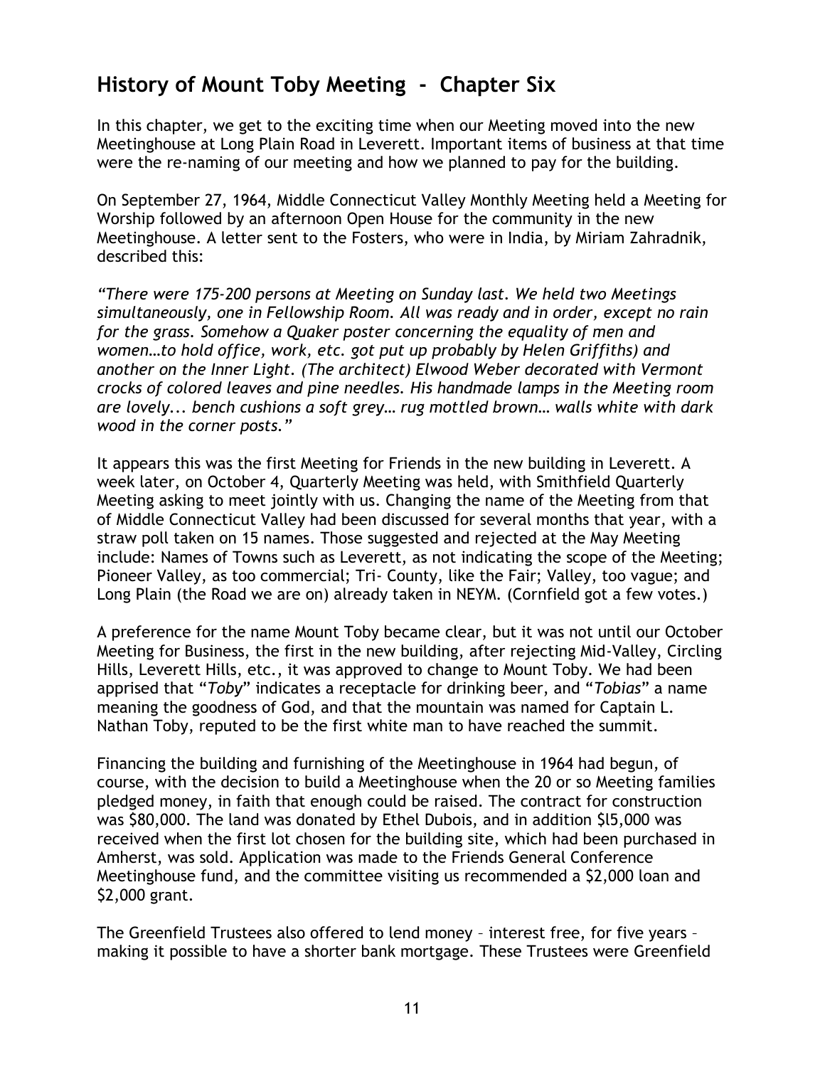## History of Mount Toby Meeting - Chapter Six

In this chapter, we get to the exciting time when our Meeting moved into the new Meetinghouse at Long Plain Road in Leverett. Important items of business at that time were the re-naming of our meeting and how we planned to pay for the building.

On September 27, 1964, Middle Connecticut Valley Monthly Meeting held a Meeting for Worship followed by an afternoon Open House for the community in the new Meetinghouse. A letter sent to the Fosters, who were in India, by Miriam Zahradnik, described this:

*"There were 175-200 persons at Meeting on Sunday last. We held two Meetings simultaneously, one in Fellowship Room. All was ready and in order, except no rain for the grass. Somehow a Quaker poster concerning the equality of men and women…to hold office, work, etc. got put up probably by Helen Griffiths) and another on the Inner Light. (The architect) Elwood Weber decorated with Vermont crocks of colored leaves and pine needles. His handmade lamps in the Meeting room are lovely... bench cushions a soft grey… rug mottled brown… walls white with dark wood in the corner posts."*

It appears this was the first Meeting for Friends in the new building in Leverett. A week later, on October 4, Quarterly Meeting was held, with Smithfield Quarterly Meeting asking to meet jointly with us. Changing the name of the Meeting from that of Middle Connecticut Valley had been discussed for several months that year, with a straw poll taken on 15 names. Those suggested and rejected at the May Meeting include: Names of Towns such as Leverett, as not indicating the scope of the Meeting; Pioneer Valley, as too commercial; Tri- County, like the Fair; Valley, too vague; and Long Plain (the Road we are on) already taken in NEYM. (Cornfield got a few votes.)

A preference for the name Mount Toby became clear, but it was not until our October Meeting for Business, the first in the new building, after rejecting Mid-Valley, Circling Hills, Leverett Hills, etc., it was approved to change to Mount Toby. We had been apprised that "*Toby*" indicates a receptacle for drinking beer, and "*Tobias*" a name meaning the goodness of God, and that the mountain was named for Captain L. Nathan Toby, reputed to be the first white man to have reached the summit.

Financing the building and furnishing of the Meetinghouse in 1964 had begun, of course, with the decision to build a Meetinghouse when the 20 or so Meeting families pledged money, in faith that enough could be raised. The contract for construction was $80,000. The land was donated by Ethel Dubois, and in addition $l5,000 was received when the first lot chosen for the building site, which had been purchased in Amherst, was sold. Application was made to the Friends General Conference Meetinghouse fund, and the committee visiting us recommended a $2,000 loan and $2,000 grant.

The Greenfield Trustees also offered to lend money – interest free, for five years – making it possible to have a shorter bank mortgage. These Trustees were Greenfield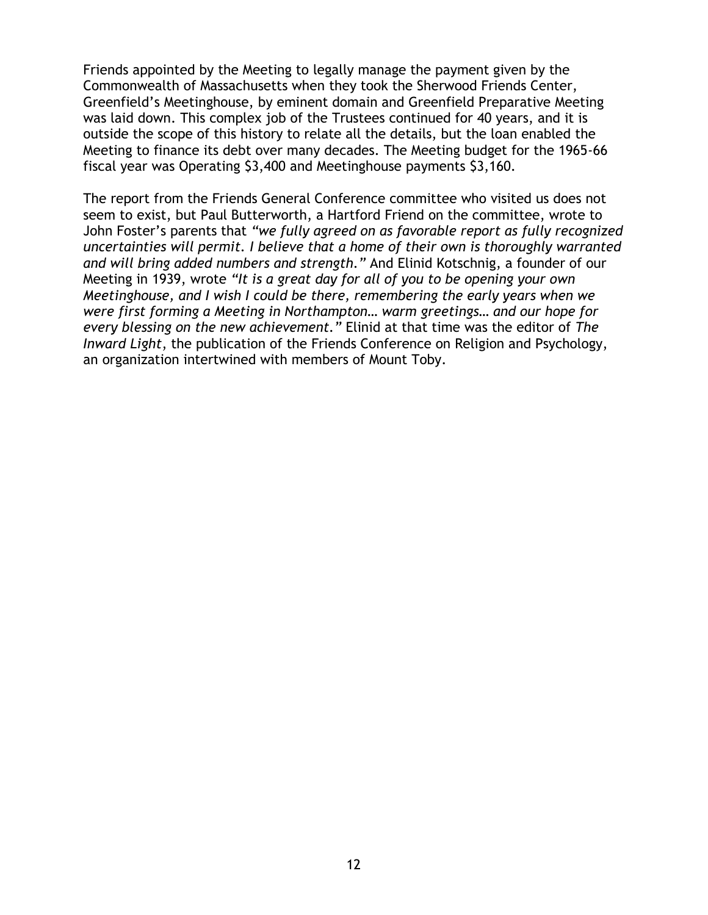Friends appointed by the Meeting to legally manage the payment given by the Commonwealth of Massachusetts when they took the Sherwood Friends Center, Greenfield's Meetinghouse, by eminent domain and Greenfield Preparative Meeting was laid down. This complex job of the Trustees continued for 40 years, and it is outside the scope of this history to relate all the details, but the loan enabled the Meeting to finance its debt over many decades. The Meeting budget for the 1965-66 fiscal year was Operating $3,400 and Meetinghouse payments $3,160.

The report from the Friends General Conference committee who visited us does not seem to exist, but Paul Butterworth, a Hartford Friend on the committee, wrote to John Foster's parents that *"we fully agreed on as favorable report as fully recognized uncertainties will permit. I believe that a home of their own is thoroughly warranted and will bring added numbers and strength."* And Elinid Kotschnig, a founder of our Meeting in 1939, wrote *"It is a great day for all of you to be opening your own Meetinghouse, and I wish I could be there, remembering the early years when we were first forming a Meeting in Northampton… warm greetings… and our hope for every blessing on the new achievement."* Elinid at that time was the editor of *The Inward Light*, the publication of the Friends Conference on Religion and Psychology, an organization intertwined with members of Mount Toby.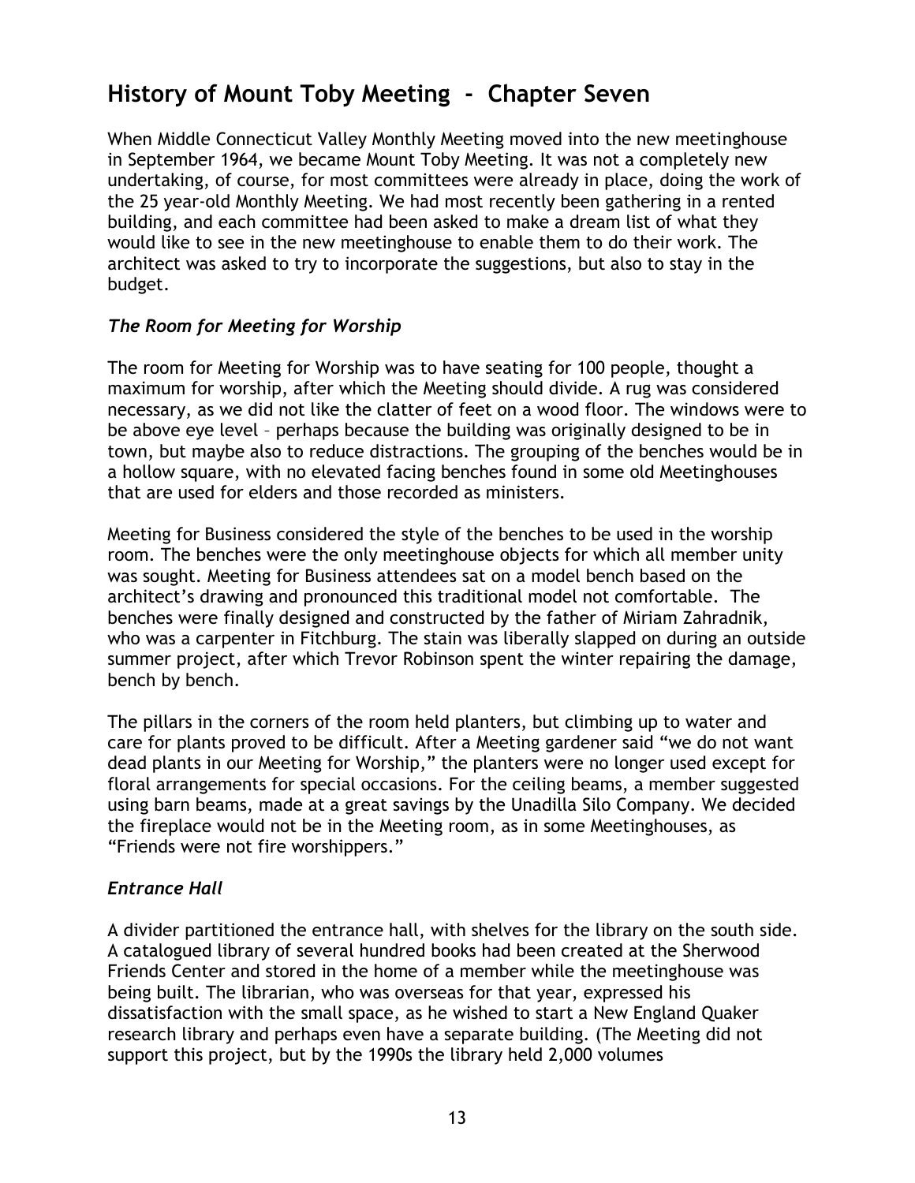# History of Mount Toby Meeting - Chapter Seven

When Middle Connecticut Valley Monthly Meeting moved into the new meetinghouse in September 1964, we became Mount Toby Meeting. It was not a completely new undertaking, of course, for most committees were already in place, doing the work of the 25 year-old Monthly Meeting. We had most recently been gathering in a rented building, and each committee had been asked to make a dream list of what they would like to see in the new meetinghouse to enable them to do their work. The architect was asked to try to incorporate the suggestions, but also to stay in the budget.

### *The Room for Meeting for Worship*

The room for Meeting for Worship was to have seating for 100 people, thought a maximum for worship, after which the Meeting should divide. A rug was considered necessary, as we did not like the clatter of feet on a wood floor. The windows were to be above eye level – perhaps because the building was originally designed to be in town, but maybe also to reduce distractions. The grouping of the benches would be in a hollow square, with no elevated facing benches found in some old Meetinghouses that are used for elders and those recorded as ministers.

Meeting for Business considered the style of the benches to be used in the worship room. The benches were the only meetinghouse objects for which all member unity was sought. Meeting for Business attendees sat on a model bench based on the architect's drawing and pronounced this traditional model not comfortable. The benches were finally designed and constructed by the father of Miriam Zahradnik, who was a carpenter in Fitchburg. The stain was liberally slapped on during an outside summer project, after which Trevor Robinson spent the winter repairing the damage, bench by bench.

The pillars in the corners of the room held planters, but climbing up to water and care for plants proved to be difficult. After a Meeting gardener said "we do not want dead plants in our Meeting for Worship," the planters were no longer used except for floral arrangements for special occasions. For the ceiling beams, a member suggested using barn beams, made at a great savings by the Unadilla Silo Company. We decided the fireplace would not be in the Meeting room, as in some Meetinghouses, as "Friends were not fire worshippers."

### *Entrance Hall*

A divider partitioned the entrance hall, with shelves for the library on the south side. A catalogued library of several hundred books had been created at the Sherwood Friends Center and stored in the home of a member while the meetinghouse was being built. The librarian, who was overseas for that year, expressed his dissatisfaction with the small space, as he wished to start a New England Quaker research library and perhaps even have a separate building. (The Meeting did not support this project, but by the 1990s the library held 2,000 volumes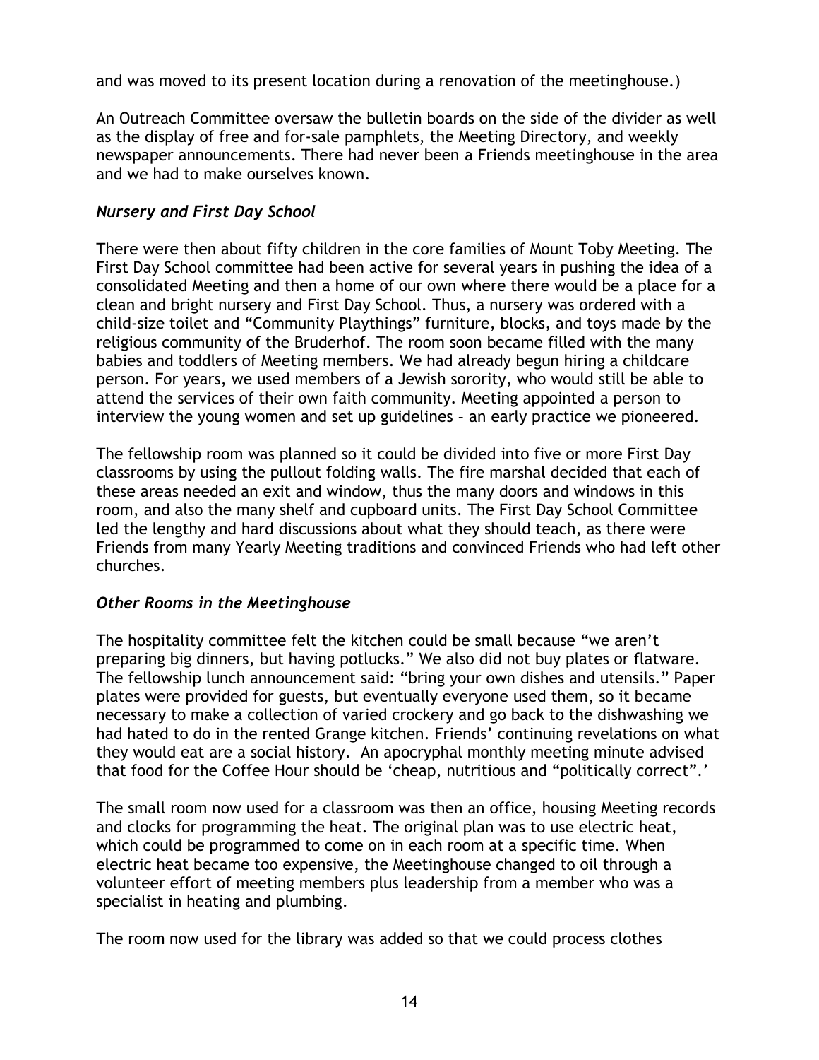and was moved to its present location during a renovation of the meetinghouse.)

An Outreach Committee oversaw the bulletin boards on the side of the divider as well as the display of free and for-sale pamphlets, the Meeting Directory, and weekly newspaper announcements. There had never been a Friends meetinghouse in the area and we had to make ourselves known.

### *Nursery and First Day School*

There were then about fifty children in the core families of Mount Toby Meeting. The First Day School committee had been active for several years in pushing the idea of a consolidated Meeting and then a home of our own where there would be a place for a clean and bright nursery and First Day School. Thus, a nursery was ordered with a child-size toilet and "Community Playthings" furniture, blocks, and toys made by the religious community of the Bruderhof. The room soon became filled with the many babies and toddlers of Meeting members. We had already begun hiring a childcare person. For years, we used members of a Jewish sorority, who would still be able to attend the services of their own faith community. Meeting appointed a person to interview the young women and set up guidelines – an early practice we pioneered.

The fellowship room was planned so it could be divided into five or more First Day classrooms by using the pullout folding walls. The fire marshal decided that each of these areas needed an exit and window, thus the many doors and windows in this room, and also the many shelf and cupboard units. The First Day School Committee led the lengthy and hard discussions about what they should teach, as there were Friends from many Yearly Meeting traditions and convinced Friends who had left other churches.

### *Other Rooms in the Meetinghouse*

The hospitality committee felt the kitchen could be small because "we aren't preparing big dinners, but having potlucks." We also did not buy plates or flatware. The fellowship lunch announcement said: "bring your own dishes and utensils." Paper plates were provided for guests, but eventually everyone used them, so it became necessary to make a collection of varied crockery and go back to the dishwashing we had hated to do in the rented Grange kitchen. Friends' continuing revelations on what they would eat are a social history. An apocryphal monthly meeting minute advised that food for the Coffee Hour should be 'cheap, nutritious and "politically correct".'

The small room now used for a classroom was then an office, housing Meeting records and clocks for programming the heat. The original plan was to use electric heat, which could be programmed to come on in each room at a specific time. When electric heat became too expensive, the Meetinghouse changed to oil through a volunteer effort of meeting members plus leadership from a member who was a specialist in heating and plumbing.

The room now used for the library was added so that we could process clothes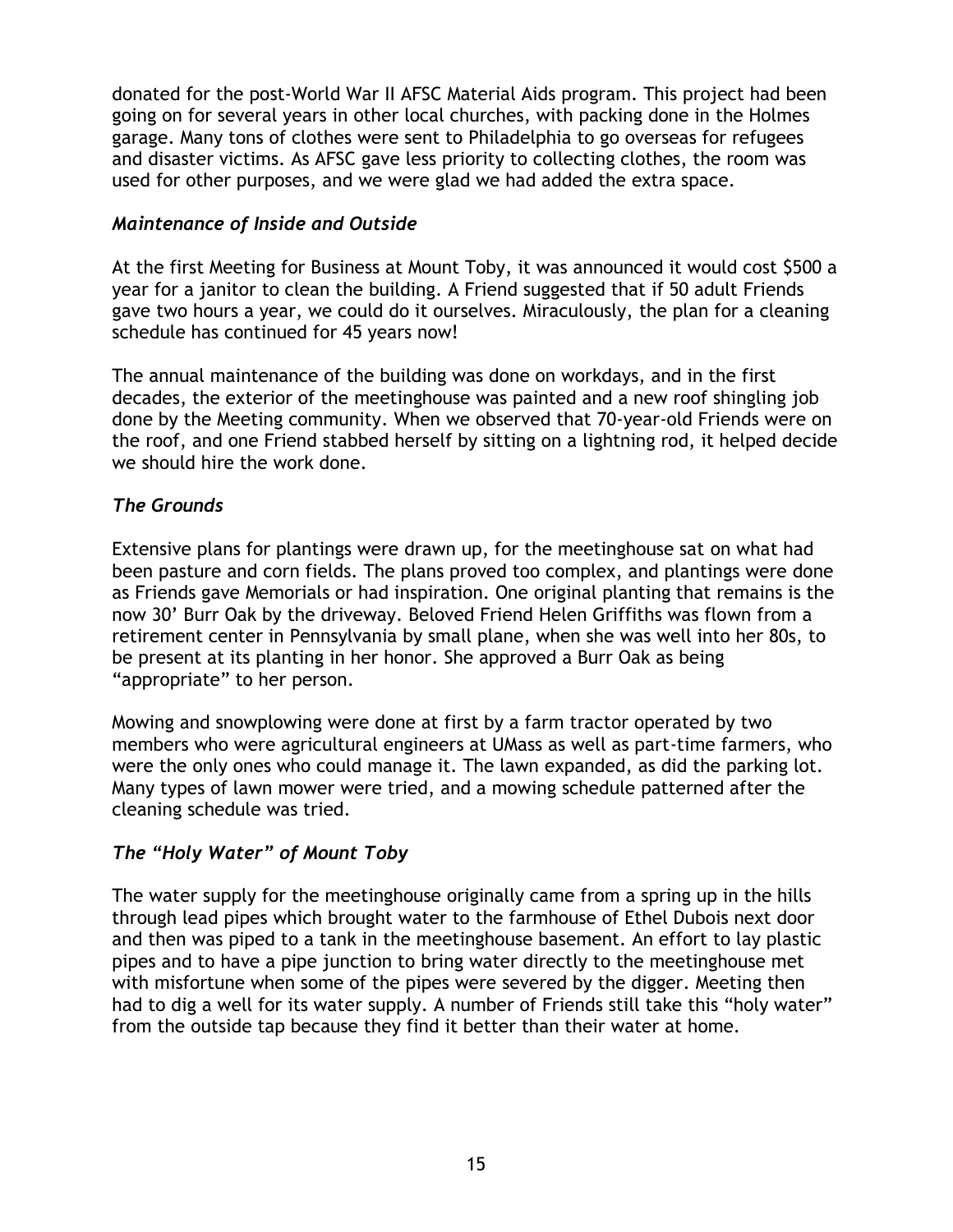donated for the post-World War II AFSC Material Aids program. This project had been going on for several years in other local churches, with packing done in the Holmes garage. Many tons of clothes were sent to Philadelphia to go overseas for refugees and disaster victims. As AFSC gave less priority to collecting clothes, the room was used for other purposes, and we were glad we had added the extra space.

### *Maintenance of Inside and Outside*

At the first Meeting for Business at Mount Toby, it was announced it would cost $500 a year for a janitor to clean the building. A Friend suggested that if 50 adult Friends gave two hours a year, we could do it ourselves. Miraculously, the plan for a cleaning schedule has continued for 45 years now!

The annual maintenance of the building was done on workdays, and in the first decades, the exterior of the meetinghouse was painted and a new roof shingling job done by the Meeting community. When we observed that 70-year-old Friends were on the roof, and one Friend stabbed herself by sitting on a lightning rod, it helped decide we should hire the work done.

### *The Grounds*

Extensive plans for plantings were drawn up, for the meetinghouse sat on what had been pasture and corn fields. The plans proved too complex, and plantings were done as Friends gave Memorials or had inspiration. One original planting that remains is the now 30' Burr Oak by the driveway. Beloved Friend Helen Griffiths was flown from a retirement center in Pennsylvania by small plane, when she was well into her 80s, to be present at its planting in her honor. She approved a Burr Oak as being "appropriate" to her person.

Mowing and snowplowing were done at first by a farm tractor operated by two members who were agricultural engineers at UMass as well as part-time farmers, who were the only ones who could manage it. The lawn expanded, as did the parking lot. Many types of lawn mower were tried, and a mowing schedule patterned after the cleaning schedule was tried.

### *The "Holy Water" of Mount Toby*

The water supply for the meetinghouse originally came from a spring up in the hills through lead pipes which brought water to the farmhouse of Ethel Dubois next door and then was piped to a tank in the meetinghouse basement. An effort to lay plastic pipes and to have a pipe junction to bring water directly to the meetinghouse met with misfortune when some of the pipes were severed by the digger. Meeting then had to dig a well for its water supply. A number of Friends still take this "holy water" from the outside tap because they find it better than their water at home.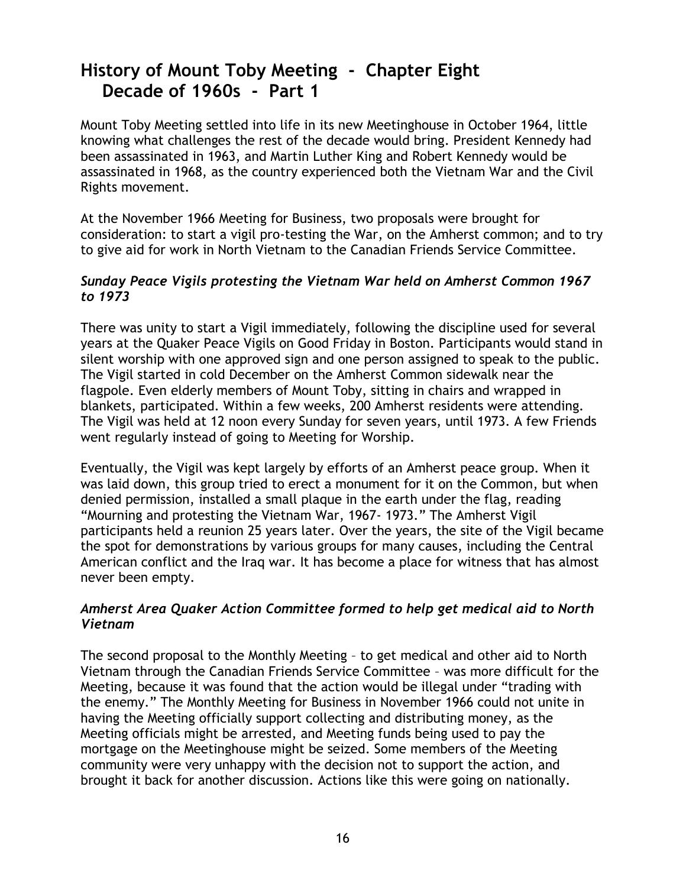# History of Mount Toby Meeting - Chapter Eight
## Decade of 1960s - Part 1

Mount Toby Meeting settled into life in its new Meetinghouse in October 1964, little knowing what challenges the rest of the decade would bring. President Kennedy had been assassinated in 1963, and Martin Luther King and Robert Kennedy would be assassinated in 1968, as the country experienced both the Vietnam War and the Civil Rights movement.

At the November 1966 Meeting for Business, two proposals were brought for consideration: to start a vigil pro-testing the War, on the Amherst common; and to try to give aid for work in North Vietnam to the Canadian Friends Service Committee.

### *Sunday Peace Vigils protesting the Vietnam War held on Amherst Common 1967 to 1973*

There was unity to start a Vigil immediately, following the discipline used for several years at the Quaker Peace Vigils on Good Friday in Boston. Participants would stand in silent worship with one approved sign and one person assigned to speak to the public. The Vigil started in cold December on the Amherst Common sidewalk near the flagpole. Even elderly members of Mount Toby, sitting in chairs and wrapped in blankets, participated. Within a few weeks, 200 Amherst residents were attending. The Vigil was held at 12 noon every Sunday for seven years, until 1973. A few Friends went regularly instead of going to Meeting for Worship.

Eventually, the Vigil was kept largely by efforts of an Amherst peace group. When it was laid down, this group tried to erect a monument for it on the Common, but when denied permission, installed a small plaque in the earth under the flag, reading "Mourning and protesting the Vietnam War, 1967- 1973." The Amherst Vigil participants held a reunion 25 years later. Over the years, the site of the Vigil became the spot for demonstrations by various groups for many causes, including the Central American conflict and the Iraq war. It has become a place for witness that has almost never been empty.

### *Amherst Area Quaker Action Committee formed to help get medical aid to North Vietnam*

The second proposal to the Monthly Meeting – to get medical and other aid to North Vietnam through the Canadian Friends Service Committee – was more difficult for the Meeting, because it was found that the action would be illegal under "trading with the enemy." The Monthly Meeting for Business in November 1966 could not unite in having the Meeting officially support collecting and distributing money, as the Meeting officials might be arrested, and Meeting funds being used to pay the mortgage on the Meetinghouse might be seized. Some members of the Meeting community were very unhappy with the decision not to support the action, and brought it back for another discussion. Actions like this were going on nationally.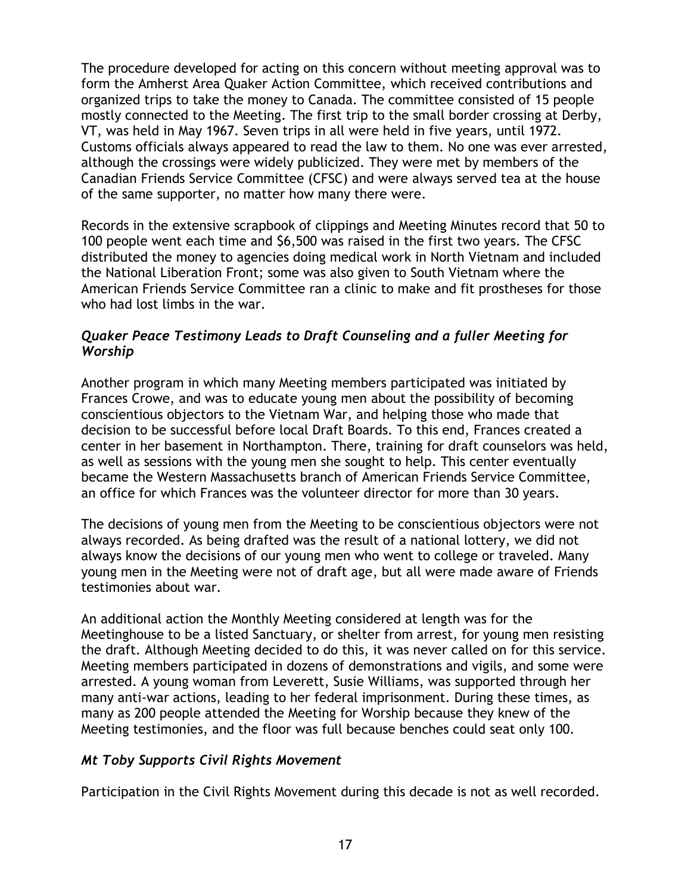The procedure developed for acting on this concern without meeting approval was to form the Amherst Area Quaker Action Committee, which received contributions and organized trips to take the money to Canada. The committee consisted of 15 people mostly connected to the Meeting. The first trip to the small border crossing at Derby, VT, was held in May 1967. Seven trips in all were held in five years, until 1972. Customs officials always appeared to read the law to them. No one was ever arrested, although the crossings were widely publicized. They were met by members of the Canadian Friends Service Committee (CFSC) and were always served tea at the house of the same supporter, no matter how many there were.

Records in the extensive scrapbook of clippings and Meeting Minutes record that 50 to 100 people went each time and $6,500 was raised in the first two years. The CFSC distributed the money to agencies doing medical work in North Vietnam and included the National Liberation Front; some was also given to South Vietnam where the American Friends Service Committee ran a clinic to make and fit prostheses for those who had lost limbs in the war.

### *Quaker Peace Testimony Leads to Draft Counseling and a fuller Meeting for Worship*

Another program in which many Meeting members participated was initiated by Frances Crowe, and was to educate young men about the possibility of becoming conscientious objectors to the Vietnam War, and helping those who made that decision to be successful before local Draft Boards. To this end, Frances created a center in her basement in Northampton. There, training for draft counselors was held, as well as sessions with the young men she sought to help. This center eventually became the Western Massachusetts branch of American Friends Service Committee, an office for which Frances was the volunteer director for more than 30 years.

The decisions of young men from the Meeting to be conscientious objectors were not always recorded. As being drafted was the result of a national lottery, we did not always know the decisions of our young men who went to college or traveled. Many young men in the Meeting were not of draft age, but all were made aware of Friends testimonies about war.

An additional action the Monthly Meeting considered at length was for the Meetinghouse to be a listed Sanctuary, or shelter from arrest, for young men resisting the draft. Although Meeting decided to do this, it was never called on for this service. Meeting members participated in dozens of demonstrations and vigils, and some were arrested. A young woman from Leverett, Susie Williams, was supported through her many anti-war actions, leading to her federal imprisonment. During these times, as many as 200 people attended the Meeting for Worship because they knew of the Meeting testimonies, and the floor was full because benches could seat only 100.

### *Mt Toby Supports Civil Rights Movement*

Participation in the Civil Rights Movement during this decade is not as well recorded.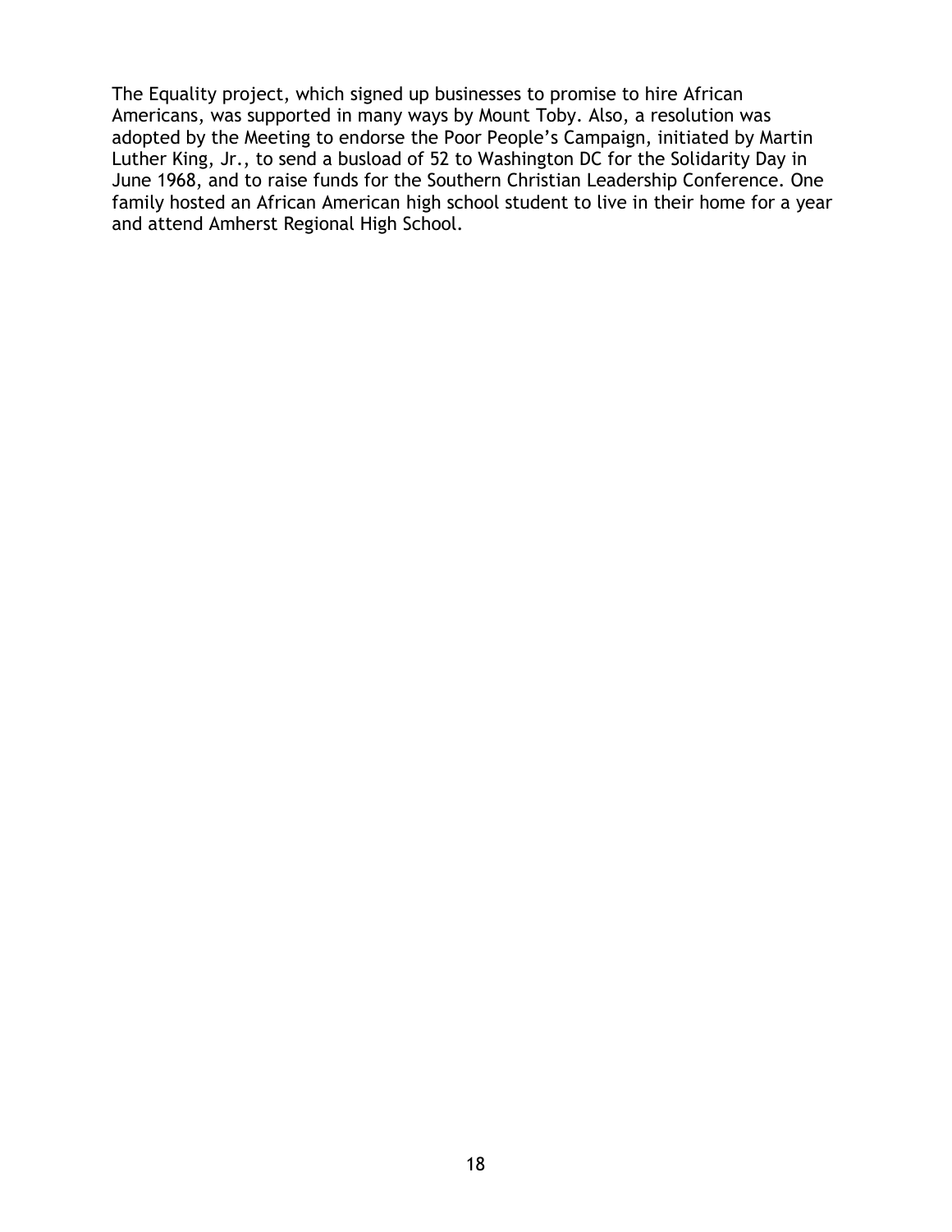The Equality project, which signed up businesses to promise to hire African Americans, was supported in many ways by Mount Toby. Also, a resolution was adopted by the Meeting to endorse the Poor People's Campaign, initiated by Martin Luther King, Jr., to send a busload of 52 to Washington DC for the Solidarity Day in June 1968, and to raise funds for the Southern Christian Leadership Conference. One family hosted an African American high school student to live in their home for a year and attend Amherst Regional High School.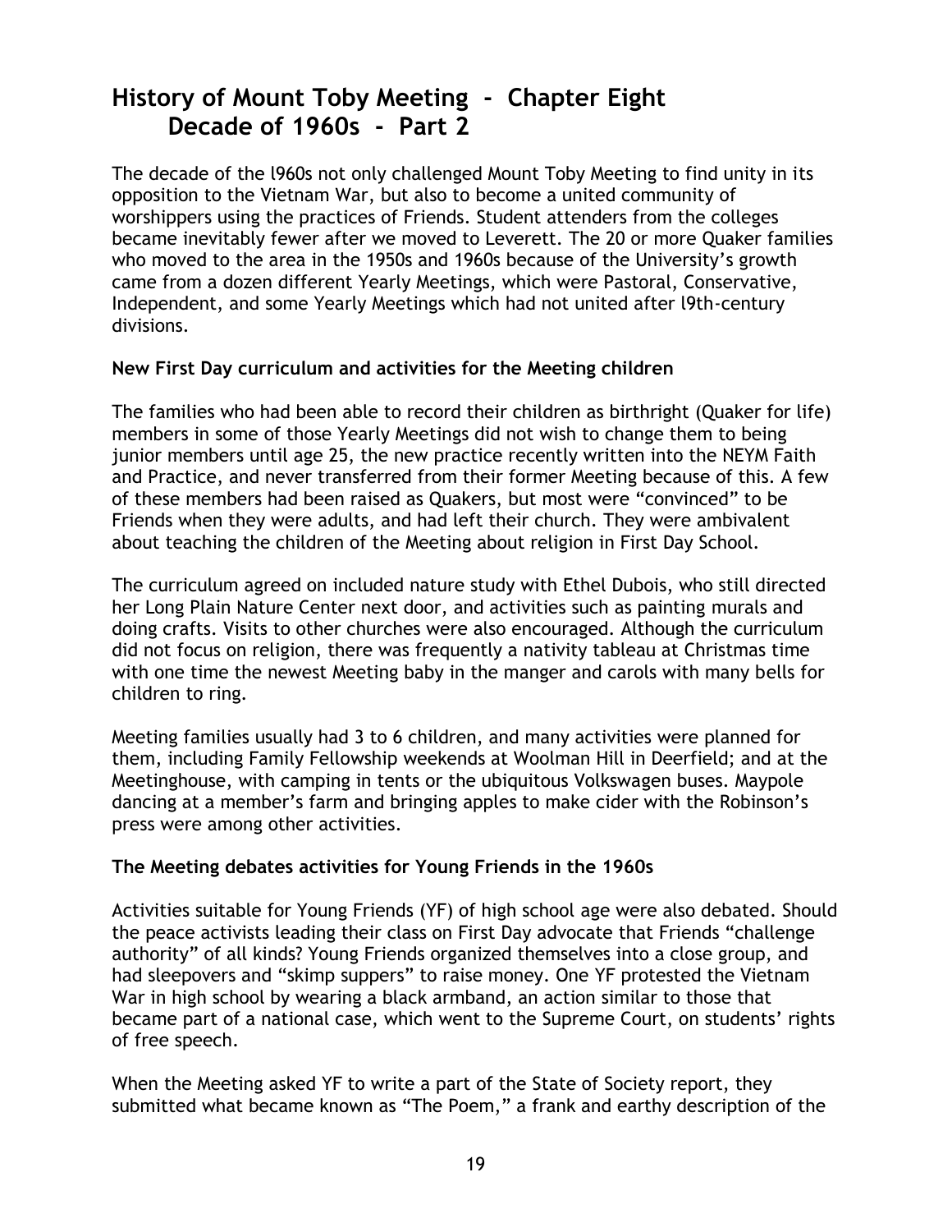# History of Mount Toby Meeting - Chapter Eight
## Decade of 1960s - Part 2

The decade of the l960s not only challenged Mount Toby Meeting to find unity in its opposition to the Vietnam War, but also to become a united community of worshippers using the practices of Friends. Student attenders from the colleges became inevitably fewer after we moved to Leverett. The 20 or more Quaker families who moved to the area in the 1950s and 1960s because of the University's growth came from a dozen different Yearly Meetings, which were Pastoral, Conservative, Independent, and some Yearly Meetings which had not united after l9th-century divisions.

### New First Day curriculum and activities for the Meeting children

The families who had been able to record their children as birthright (Quaker for life) members in some of those Yearly Meetings did not wish to change them to being junior members until age 25, the new practice recently written into the NEYM Faith and Practice, and never transferred from their former Meeting because of this. A few of these members had been raised as Quakers, but most were "convinced" to be Friends when they were adults, and had left their church. They were ambivalent about teaching the children of the Meeting about religion in First Day School.

The curriculum agreed on included nature study with Ethel Dubois, who still directed her Long Plain Nature Center next door, and activities such as painting murals and doing crafts. Visits to other churches were also encouraged. Although the curriculum did not focus on religion, there was frequently a nativity tableau at Christmas time with one time the newest Meeting baby in the manger and carols with many bells for children to ring.

Meeting families usually had 3 to 6 children, and many activities were planned for them, including Family Fellowship weekends at Woolman Hill in Deerfield; and at the Meetinghouse, with camping in tents or the ubiquitous Volkswagen buses. Maypole dancing at a member's farm and bringing apples to make cider with the Robinson's press were among other activities.

### The Meeting debates activities for Young Friends in the 1960s

Activities suitable for Young Friends (YF) of high school age were also debated. Should the peace activists leading their class on First Day advocate that Friends "challenge authority" of all kinds? Young Friends organized themselves into a close group, and had sleepovers and "skimp suppers" to raise money. One YF protested the Vietnam War in high school by wearing a black armband, an action similar to those that became part of a national case, which went to the Supreme Court, on students' rights of free speech.

When the Meeting asked YF to write a part of the State of Society report, they submitted what became known as "The Poem," a frank and earthy description of the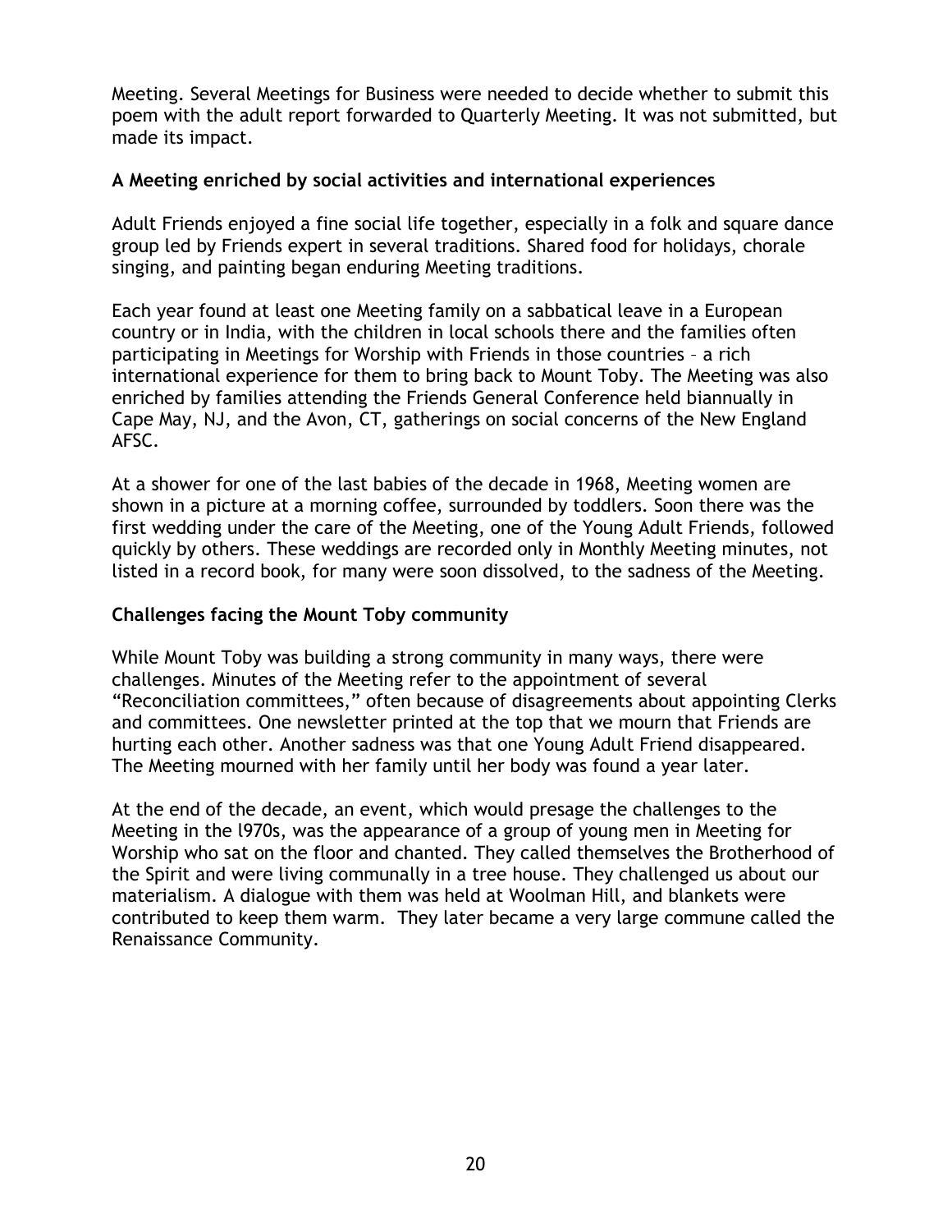Meeting. Several Meetings for Business were needed to decide whether to submit this poem with the adult report forwarded to Quarterly Meeting. It was not submitted, but made its impact.

### A Meeting enriched by social activities and international experiences

Adult Friends enjoyed a fine social life together, especially in a folk and square dance group led by Friends expert in several traditions. Shared food for holidays, chorale singing, and painting began enduring Meeting traditions.

Each year found at least one Meeting family on a sabbatical leave in a European country or in India, with the children in local schools there and the families often participating in Meetings for Worship with Friends in those countries – a rich international experience for them to bring back to Mount Toby. The Meeting was also enriched by families attending the Friends General Conference held biannually in Cape May, NJ, and the Avon, CT, gatherings on social concerns of the New England AFSC.

At a shower for one of the last babies of the decade in 1968, Meeting women are shown in a picture at a morning coffee, surrounded by toddlers. Soon there was the first wedding under the care of the Meeting, one of the Young Adult Friends, followed quickly by others. These weddings are recorded only in Monthly Meeting minutes, not listed in a record book, for many were soon dissolved, to the sadness of the Meeting.

### Challenges facing the Mount Toby community

While Mount Toby was building a strong community in many ways, there were challenges. Minutes of the Meeting refer to the appointment of several "Reconciliation committees," often because of disagreements about appointing Clerks and committees. One newsletter printed at the top that we mourn that Friends are hurting each other. Another sadness was that one Young Adult Friend disappeared. The Meeting mourned with her family until her body was found a year later.

At the end of the decade, an event, which would presage the challenges to the Meeting in the l970s, was the appearance of a group of young men in Meeting for Worship who sat on the floor and chanted. They called themselves the Brotherhood of the Spirit and were living communally in a tree house. They challenged us about our materialism. A dialogue with them was held at Woolman Hill, and blankets were contributed to keep them warm. They later became a very large commune called the Renaissance Community.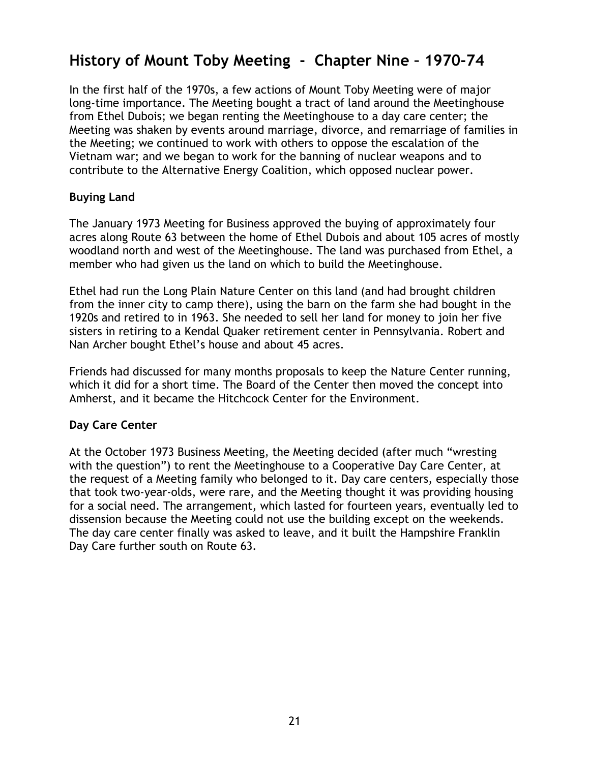# History of Mount Toby Meeting - Chapter Nine – 1970-74

In the first half of the 1970s, a few actions of Mount Toby Meeting were of major long-time importance. The Meeting bought a tract of land around the Meetinghouse from Ethel Dubois; we began renting the Meetinghouse to a day care center; the Meeting was shaken by events around marriage, divorce, and remarriage of families in the Meeting; we continued to work with others to oppose the escalation of the Vietnam war; and we began to work for the banning of nuclear weapons and to contribute to the Alternative Energy Coalition, which opposed nuclear power.

**Buying Land**

The January 1973 Meeting for Business approved the buying of approximately four acres along Route 63 between the home of Ethel Dubois and about 105 acres of mostly woodland north and west of the Meetinghouse. The land was purchased from Ethel, a member who had given us the land on which to build the Meetinghouse.

Ethel had run the Long Plain Nature Center on this land (and had brought children from the inner city to camp there), using the barn on the farm she had bought in the 1920s and retired to in 1963. She needed to sell her land for money to join her five sisters in retiring to a Kendal Quaker retirement center in Pennsylvania. Robert and Nan Archer bought Ethel's house and about 45 acres.

Friends had discussed for many months proposals to keep the Nature Center running, which it did for a short time. The Board of the Center then moved the concept into Amherst, and it became the Hitchcock Center for the Environment.

**Day Care Center**

At the October 1973 Business Meeting, the Meeting decided (after much "wresting with the question") to rent the Meetinghouse to a Cooperative Day Care Center, at the request of a Meeting family who belonged to it. Day care centers, especially those that took two-year-olds, were rare, and the Meeting thought it was providing housing for a social need. The arrangement, which lasted for fourteen years, eventually led to dissension because the Meeting could not use the building except on the weekends. The day care center finally was asked to leave, and it built the Hampshire Franklin Day Care further south on Route 63.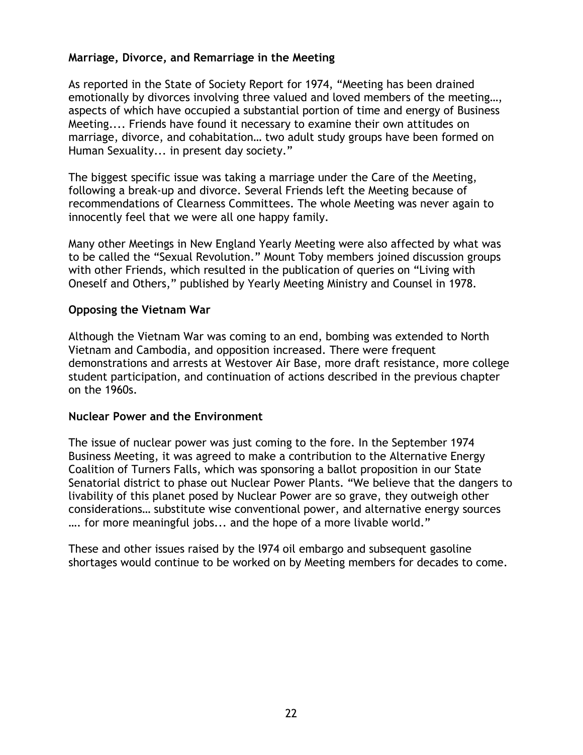**Marriage, Divorce, and Remarriage in the Meeting**

As reported in the State of Society Report for 1974, “Meeting has been drained emotionally by divorces involving three valued and loved members of the meeting…, aspects of which have occupied a substantial portion of time and energy of Business Meeting.... Friends have found it necessary to examine their own attitudes on marriage, divorce, and cohabitation… two adult study groups have been formed on Human Sexuality... in present day society.”

The biggest specific issue was taking a marriage under the Care of the Meeting, following a break-up and divorce. Several Friends left the Meeting because of recommendations of Clearness Committees. The whole Meeting was never again to innocently feel that we were all one happy family.

Many other Meetings in New England Yearly Meeting were also affected by what was to be called the “Sexual Revolution.” Mount Toby members joined discussion groups with other Friends, which resulted in the publication of queries on “Living with Oneself and Others,” published by Yearly Meeting Ministry and Counsel in 1978.

**Opposing the Vietnam War**

Although the Vietnam War was coming to an end, bombing was extended to North Vietnam and Cambodia, and opposition increased. There were frequent demonstrations and arrests at Westover Air Base, more draft resistance, more college student participation, and continuation of actions described in the previous chapter on the 1960s.

**Nuclear Power and the Environment**

The issue of nuclear power was just coming to the fore. In the September 1974 Business Meeting, it was agreed to make a contribution to the Alternative Energy Coalition of Turners Falls, which was sponsoring a ballot proposition in our State Senatorial district to phase out Nuclear Power Plants. “We believe that the dangers to livability of this planet posed by Nuclear Power are so grave, they outweigh other considerations… substitute wise conventional power, and alternative energy sources …. for more meaningful jobs... and the hope of a more livable world.”

These and other issues raised by the l974 oil embargo and subsequent gasoline shortages would continue to be worked on by Meeting members for decades to come.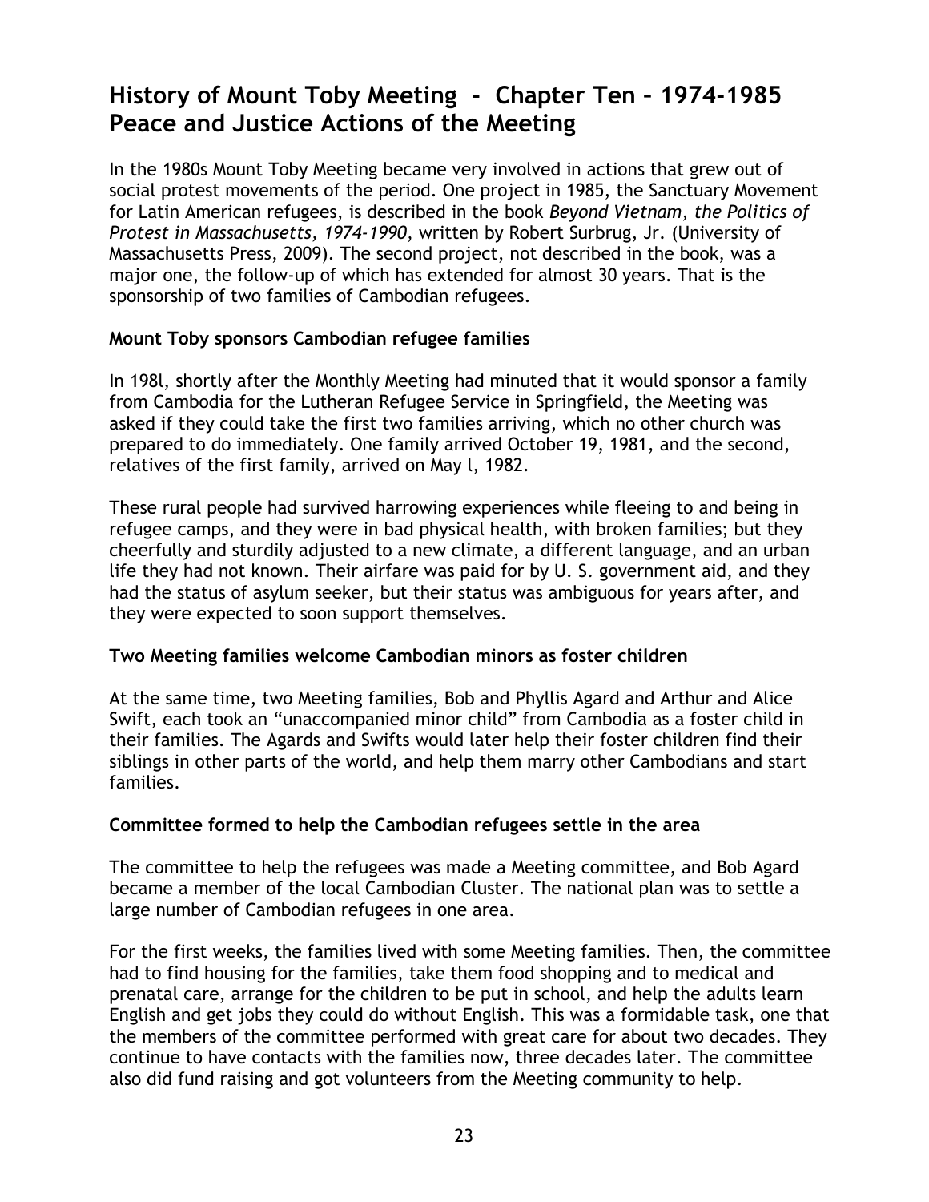# History of Mount Toby Meeting - Chapter Ten – 1974-1985 Peace and Justice Actions of the Meeting

In the 1980s Mount Toby Meeting became very involved in actions that grew out of social protest movements of the period. One project in 1985, the Sanctuary Movement for Latin American refugees, is described in the book *Beyond Vietnam, the Politics of Protest in Massachusetts, 1974-1990*, written by Robert Surbrug, Jr. (University of Massachusetts Press, 2009). The second project, not described in the book, was a major one, the follow-up of which has extended for almost 30 years. That is the sponsorship of two families of Cambodian refugees.

### Mount Toby sponsors Cambodian refugee families

In 198l, shortly after the Monthly Meeting had minuted that it would sponsor a family from Cambodia for the Lutheran Refugee Service in Springfield, the Meeting was asked if they could take the first two families arriving, which no other church was prepared to do immediately. One family arrived October 19, 1981, and the second, relatives of the first family, arrived on May l, 1982.

These rural people had survived harrowing experiences while fleeing to and being in refugee camps, and they were in bad physical health, with broken families; but they cheerfully and sturdily adjusted to a new climate, a different language, and an urban life they had not known. Their airfare was paid for by U. S. government aid, and they had the status of asylum seeker, but their status was ambiguous for years after, and they were expected to soon support themselves.

### Two Meeting families welcome Cambodian minors as foster children

At the same time, two Meeting families, Bob and Phyllis Agard and Arthur and Alice Swift, each took an "unaccompanied minor child" from Cambodia as a foster child in their families. The Agards and Swifts would later help their foster children find their siblings in other parts of the world, and help them marry other Cambodians and start families.

### Committee formed to help the Cambodian refugees settle in the area

The committee to help the refugees was made a Meeting committee, and Bob Agard became a member of the local Cambodian Cluster. The national plan was to settle a large number of Cambodian refugees in one area.

For the first weeks, the families lived with some Meeting families. Then, the committee had to find housing for the families, take them food shopping and to medical and prenatal care, arrange for the children to be put in school, and help the adults learn English and get jobs they could do without English. This was a formidable task, one that the members of the committee performed with great care for about two decades. They continue to have contacts with the families now, three decades later. The committee also did fund raising and got volunteers from the Meeting community to help.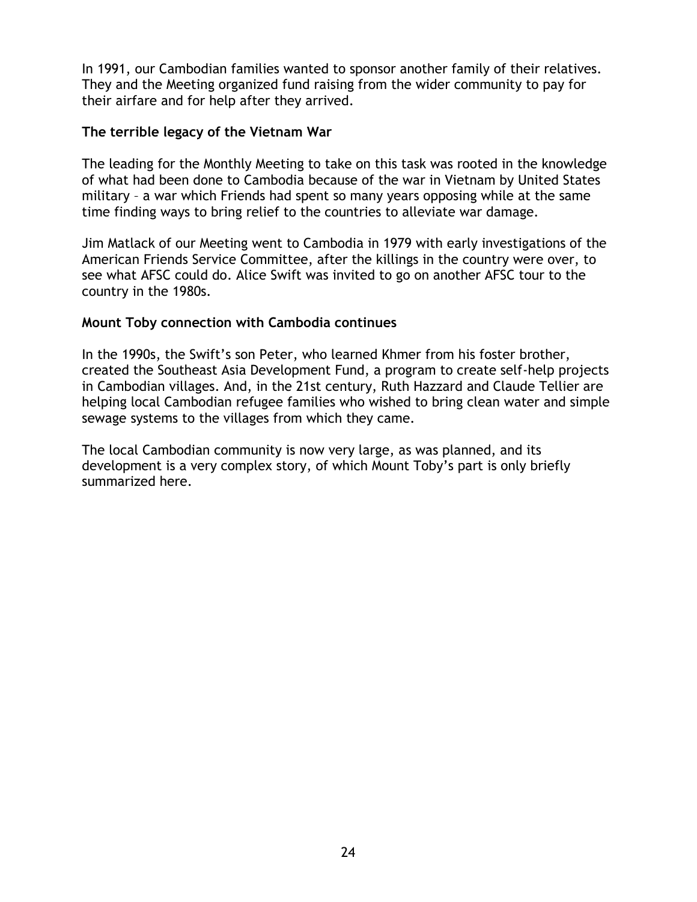In 1991, our Cambodian families wanted to sponsor another family of their relatives. They and the Meeting organized fund raising from the wider community to pay for their airfare and for help after they arrived.

### The terrible legacy of the Vietnam War

The leading for the Monthly Meeting to take on this task was rooted in the knowledge of what had been done to Cambodia because of the war in Vietnam by United States military – a war which Friends had spent so many years opposing while at the same time finding ways to bring relief to the countries to alleviate war damage.

Jim Matlack of our Meeting went to Cambodia in 1979 with early investigations of the American Friends Service Committee, after the killings in the country were over, to see what AFSC could do. Alice Swift was invited to go on another AFSC tour to the country in the 1980s.

### Mount Toby connection with Cambodia continues

In the 1990s, the Swift's son Peter, who learned Khmer from his foster brother, created the Southeast Asia Development Fund, a program to create self-help projects in Cambodian villages. And, in the 21st century, Ruth Hazzard and Claude Tellier are helping local Cambodian refugee families who wished to bring clean water and simple sewage systems to the villages from which they came.

The local Cambodian community is now very large, as was planned, and its development is a very complex story, of which Mount Toby's part is only briefly summarized here.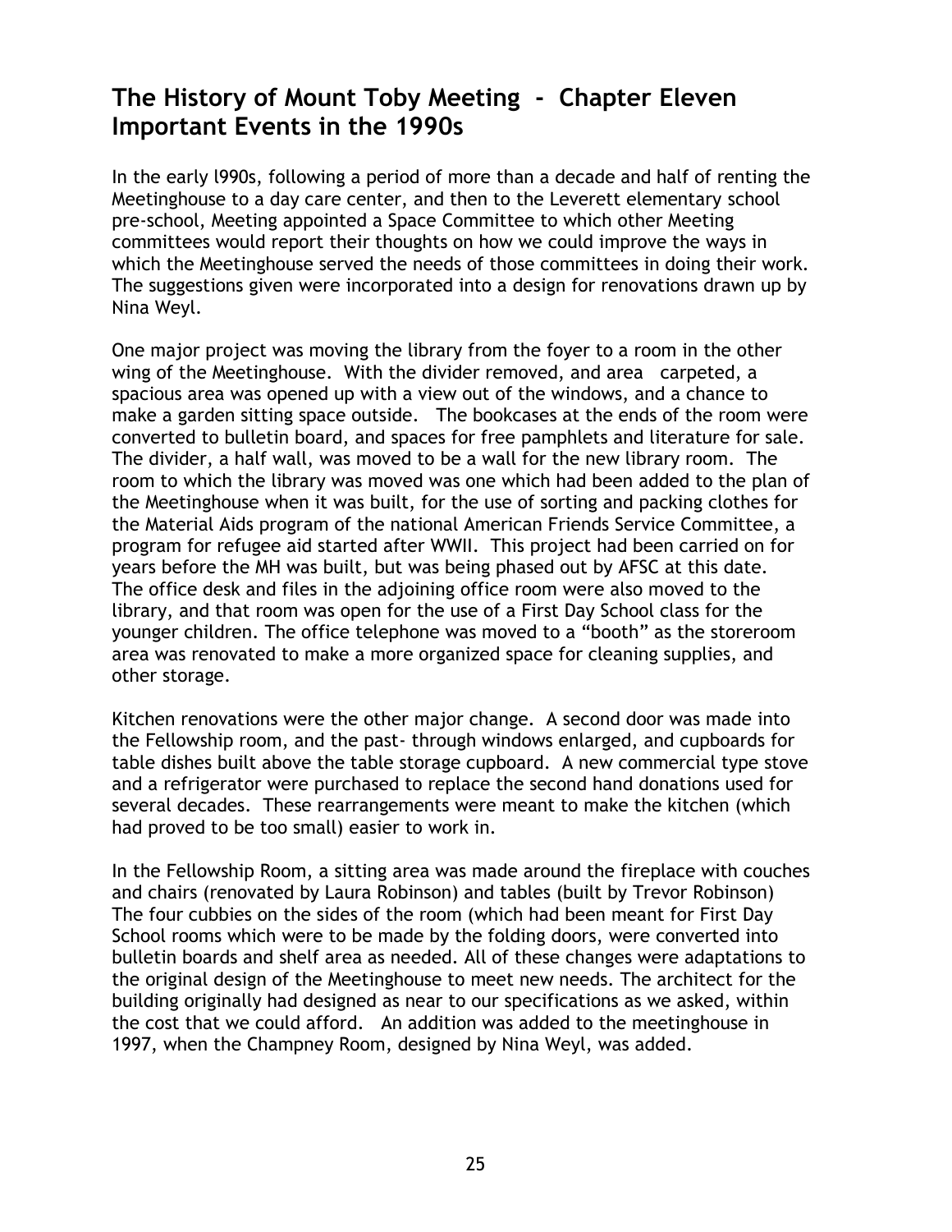## The History of Mount Toby Meeting - Chapter Eleven
## Important Events in the 1990s

In the early l990s, following a period of more than a decade and half of renting the Meetinghouse to a day care center, and then to the Leverett elementary school pre-school, Meeting appointed a Space Committee to which other Meeting committees would report their thoughts on how we could improve the ways in which the Meetinghouse served the needs of those committees in doing their work. The suggestions given were incorporated into a design for renovations drawn up by Nina Weyl.

One major project was moving the library from the foyer to a room in the other wing of the Meetinghouse. With the divider removed, and area carpeted, a spacious area was opened up with a view out of the windows, and a chance to make a garden sitting space outside. The bookcases at the ends of the room were converted to bulletin board, and spaces for free pamphlets and literature for sale. The divider, a half wall, was moved to be a wall for the new library room. The room to which the library was moved was one which had been added to the plan of the Meetinghouse when it was built, for the use of sorting and packing clothes for the Material Aids program of the national American Friends Service Committee, a program for refugee aid started after WWII. This project had been carried on for years before the MH was built, but was being phased out by AFSC at this date. The office desk and files in the adjoining office room were also moved to the library, and that room was open for the use of a First Day School class for the younger children. The office telephone was moved to a "booth" as the storeroom area was renovated to make a more organized space for cleaning supplies, and other storage.

Kitchen renovations were the other major change. A second door was made into the Fellowship room, and the past- through windows enlarged, and cupboards for table dishes built above the table storage cupboard. A new commercial type stove and a refrigerator were purchased to replace the second hand donations used for several decades. These rearrangements were meant to make the kitchen (which had proved to be too small) easier to work in.

In the Fellowship Room, a sitting area was made around the fireplace with couches and chairs (renovated by Laura Robinson) and tables (built by Trevor Robinson) The four cubbies on the sides of the room (which had been meant for First Day School rooms which were to be made by the folding doors, were converted into bulletin boards and shelf area as needed. All of these changes were adaptations to the original design of the Meetinghouse to meet new needs. The architect for the building originally had designed as near to our specifications as we asked, within the cost that we could afford. An addition was added to the meetinghouse in 1997, when the Champney Room, designed by Nina Weyl, was added.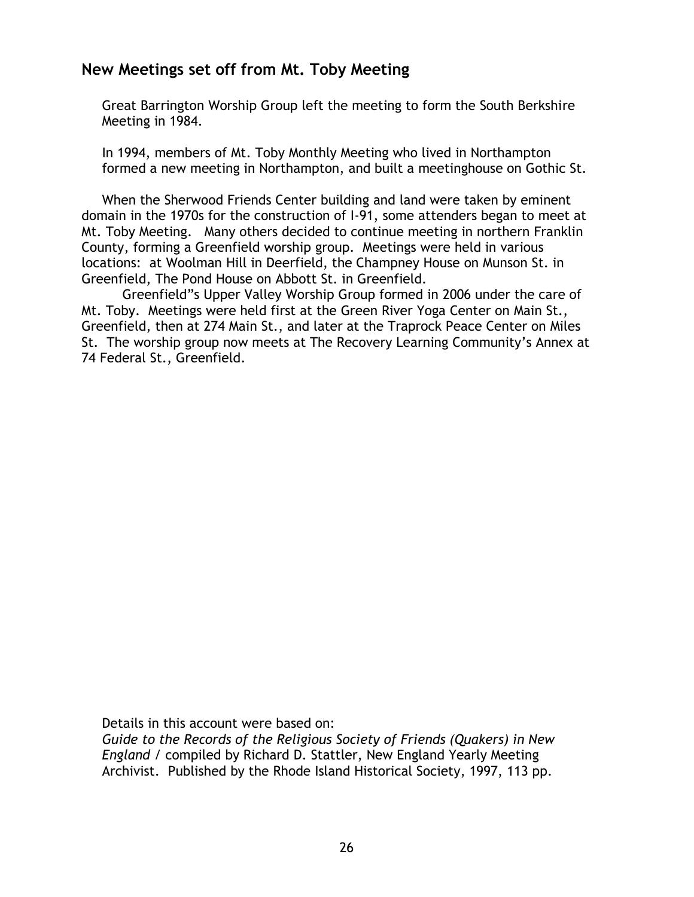## New Meetings set off from Mt. Toby Meeting

Great Barrington Worship Group left the meeting to form the South Berkshire Meeting in 1984.

In 1994, members of Mt. Toby Monthly Meeting who lived in Northampton formed a new meeting in Northampton, and built a meetinghouse on Gothic St.

When the Sherwood Friends Center building and land were taken by eminent domain in the 1970s for the construction of I-91, some attenders began to meet at Mt. Toby Meeting. Many others decided to continue meeting in northern Franklin County, forming a Greenfield worship group. Meetings were held in various locations: at Woolman Hill in Deerfield, the Champney House on Munson St. in Greenfield, The Pond House on Abbott St. in Greenfield.

Greenfield"s Upper Valley Worship Group formed in 2006 under the care of Mt. Toby. Meetings were held first at the Green River Yoga Center on Main St., Greenfield, then at 274 Main St., and later at the Traprock Peace Center on Miles St. The worship group now meets at The Recovery Learning Community's Annex at 74 Federal St., Greenfield.

Details in this account were based on:
*Guide to the Records of the Religious Society of Friends (Quakers) in New England* / compiled by Richard D. Stattler, New England Yearly Meeting Archivist. Published by the Rhode Island Historical Society, 1997, 113 pp.